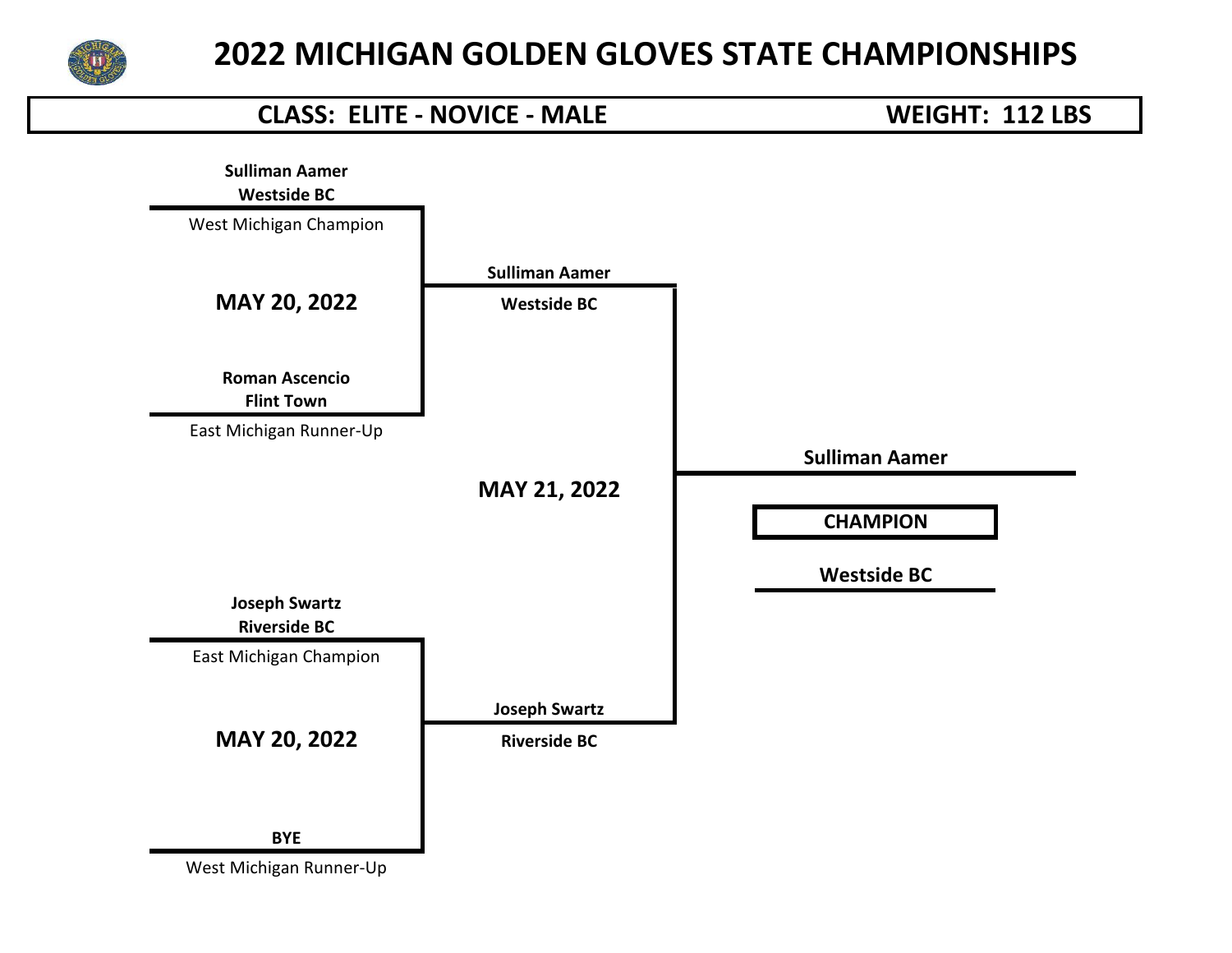# 2022 MICHIGAN GOLDEN GLOVES STATE CHAMPIONSHIPS

**CLASS: ELITE - NOVICE - MALE** | **WEIGHT: 112 LBS**

**Sulliman Aamer**
**Westside BC**
West Michigan Champion

**MAY 20, 2022**

**Roman Ascencio**
**Flint Town**
East Michigan Runner-Up

**Sulliman Aamer**
**Westside BC**

**MAY 21, 2022**

**Sulliman Aamer**

**CHAMPION**

**Westside BC**

**Joseph Swartz**
**Riverside BC**
East Michigan Champion

**MAY 20, 2022**

**BYE**
West Michigan Runner-Up

**Joseph Swartz**
**Riverside BC**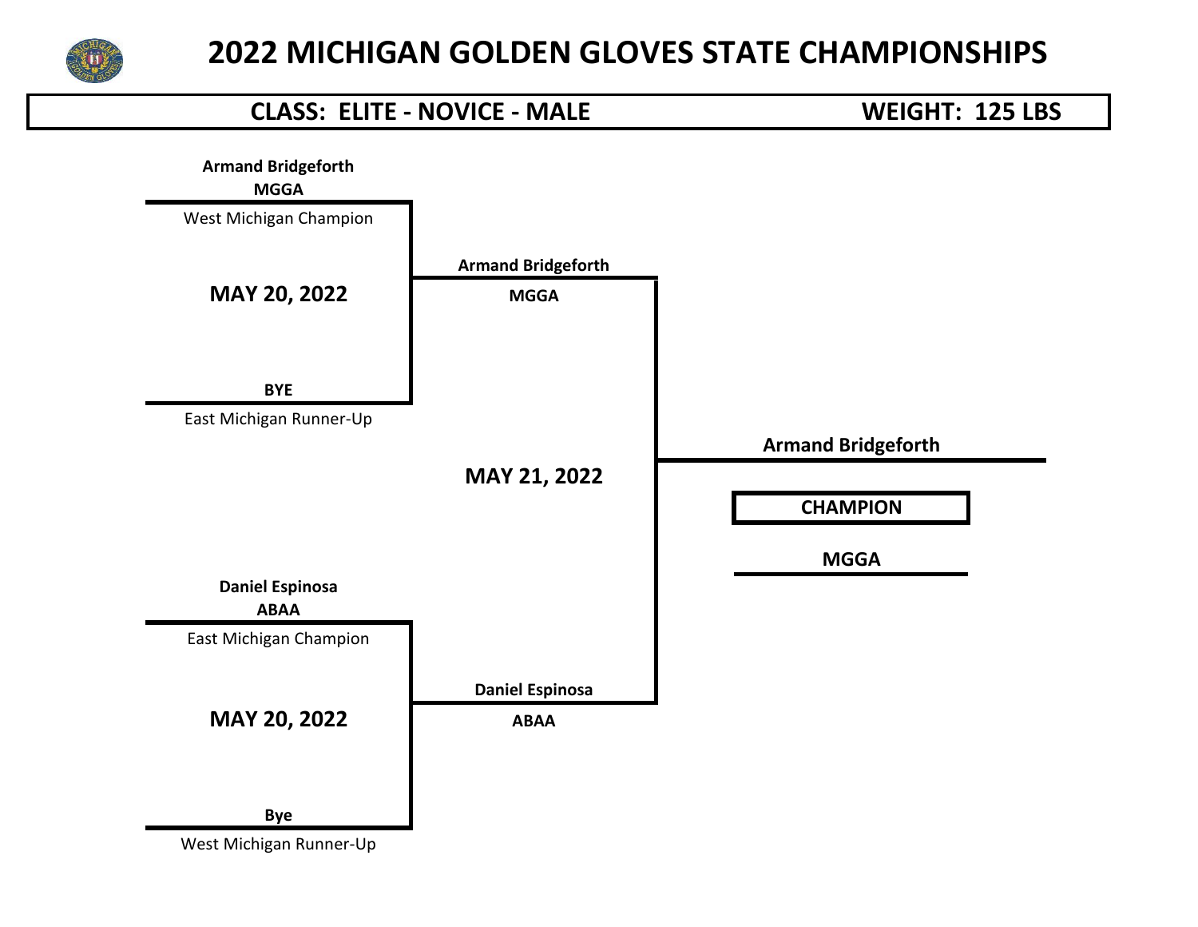# 2022 MICHIGAN GOLDEN GLOVES STATE CHAMPIONSHIPS

**CLASS: ELITE - NOVICE - MALE** **WEIGHT: 125 LBS**

**Armand Bridgeforth**
**MGGA**
West Michigan Champion

**MAY 20, 2022**

**BYE**
East Michigan Runner-Up

**Armand Bridgeforth**
**MGGA**

**MAY 21, 2022**

**Daniel Espinosa**
**ABAA**
East Michigan Champion

**MAY 20, 2022**

**Bye**
West Michigan Runner-Up

**Daniel Espinosa**
**ABAA**

**Armand Bridgeforth**

**CHAMPION**

**MGGA**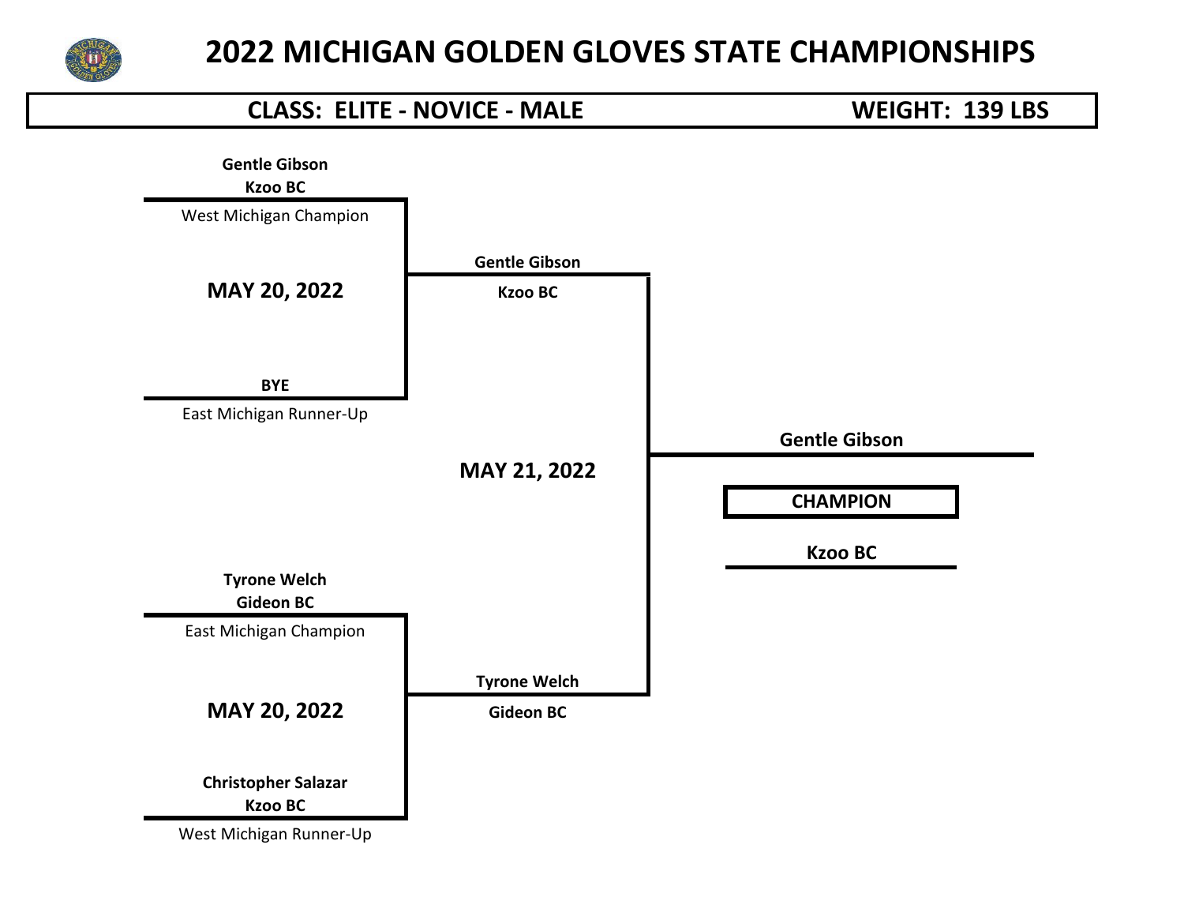# 2022 MICHIGAN GOLDEN GLOVES STATE CHAMPIONSHIPS

**CLASS: ELITE - NOVICE - MALE** | **WEIGHT: 139 LBS**

**MAY 20, 2022**

**Gentle Gibson**
**Kzoo BC**
West Michigan Champion

vs.

**BYE**
East Michigan Runner-Up

Winner: **Gentle Gibson** – **Kzoo BC**

**MAY 20, 2022**

**Tyrone Welch**
**Gideon BC**
East Michigan Champion

vs.

**Christopher Salazar**
**Kzoo BC**
West Michigan Runner-Up

Winner: **Tyrone Welch** – **Gideon BC**

**MAY 21, 2022**

**Gentle Gibson** (Kzoo BC) vs. **Tyrone Welch** (Gideon BC)

**CHAMPION**

**Gentle Gibson**
**Kzoo BC**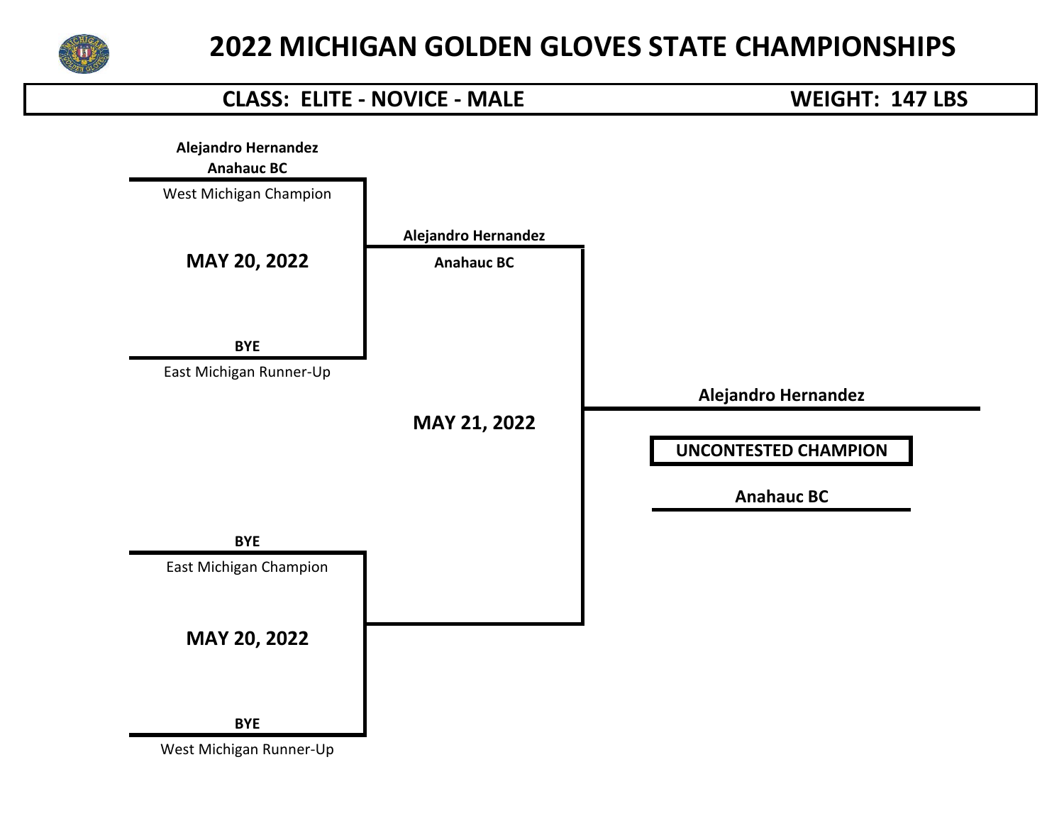# 2022 MICHIGAN GOLDEN GLOVES STATE CHAMPIONSHIPS

**CLASS: ELITE - NOVICE - MALE** **WEIGHT: 147 LBS**

**Alejandro Hernandez**
**Anahauc BC**
West Michigan Champion

**MAY 20, 2022**

**BYE**
East Michigan Runner-Up

**Alejandro Hernandez**
**Anahauc BC**

**MAY 21, 2022**

**Alejandro Hernandez**

**UNCONTESTED CHAMPION**

**Anahauc BC**

**BYE**
East Michigan Champion

**MAY 20, 2022**

**BYE**
West Michigan Runner-Up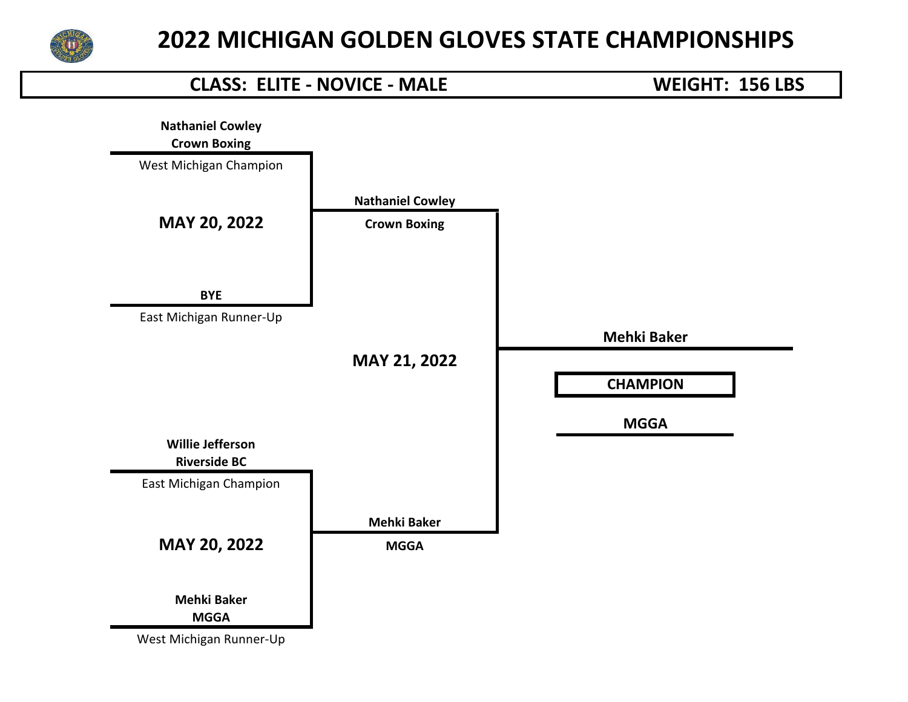# 2022 MICHIGAN GOLDEN GLOVES STATE CHAMPIONSHIPS

**CLASS: ELITE - NOVICE - MALE** **WEIGHT: 156 LBS**

**Nathaniel Cowley**
**Crown Boxing**
West Michigan Champion

**MAY 20, 2022**

**BYE**
East Michigan Runner-Up

**Nathaniel Cowley**
**Crown Boxing**

**MAY 21, 2022**

**Mehki Baker**

**CHAMPION**

**MGGA**

**Willie Jefferson**
**Riverside BC**
East Michigan Champion

**MAY 20, 2022**

**Mehki Baker**
**MGGA**
West Michigan Runner-Up

**Mehki Baker**
**MGGA**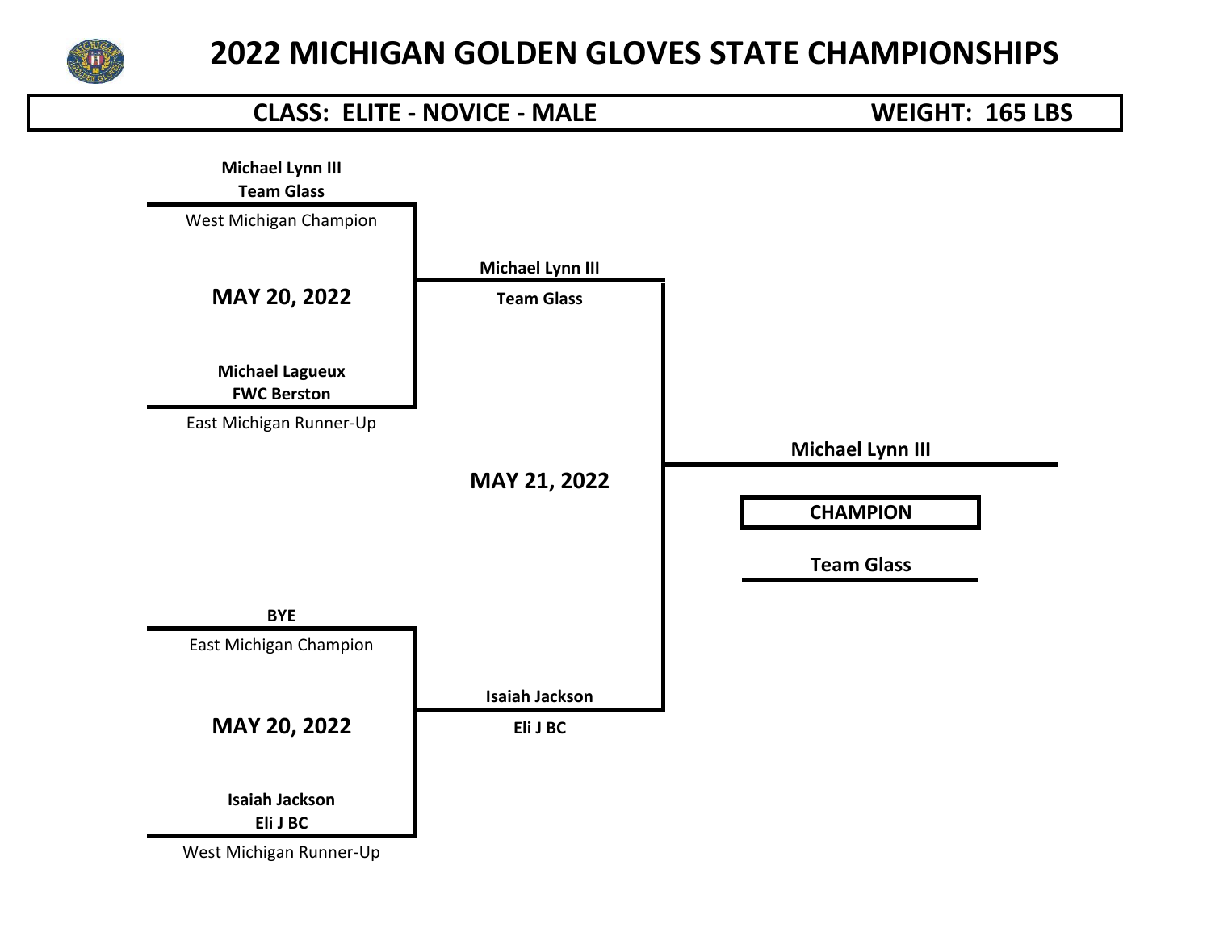# 2022 MICHIGAN GOLDEN GLOVES STATE CHAMPIONSHIPS

**CLASS: ELITE - NOVICE - MALE** **WEIGHT: 165 LBS**

**Michael Lynn III**
**Team Glass**
West Michigan Champion

**MAY 20, 2022**

**Michael Lagueux**
**FWC Berston**
East Michigan Runner-Up

**Michael Lynn III**
**Team Glass**

**MAY 21, 2022**

**Michael Lynn III**

**CHAMPION**

**Team Glass**

**BYE**
East Michigan Champion

**MAY 20, 2022**

**Isaiah Jackson**
**Eli J BC**
West Michigan Runner-Up

**Isaiah Jackson**
**Eli J BC**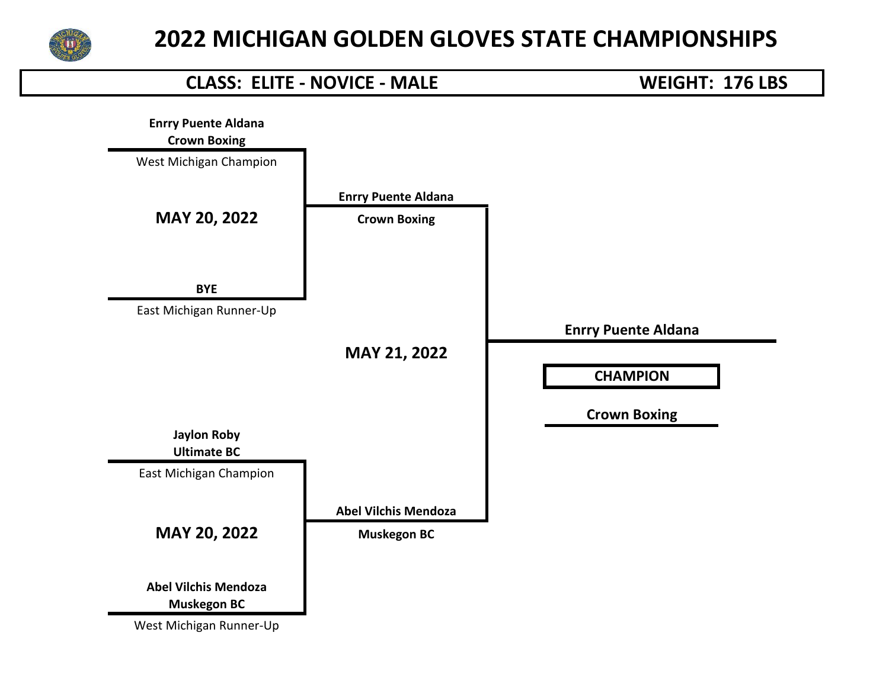# 2022 MICHIGAN GOLDEN GLOVES STATE CHAMPIONSHIPS

**CLASS: ELITE - NOVICE - MALE** **WEIGHT: 176 LBS**

**Enrry Puente Aldana**
**Crown Boxing**
West Michigan Champion

**MAY 20, 2022**

**BYE**
East Michigan Runner-Up

**Enrry Puente Aldana**
**Crown Boxing**

**MAY 21, 2022**

**Enrry Puente Aldana**

**CHAMPION**

**Crown Boxing**

**Jaylon Roby**
**Ultimate BC**
East Michigan Champion

**MAY 20, 2022**

**Abel Vilchis Mendoza**
**Muskegon BC**
West Michigan Runner-Up

**Abel Vilchis Mendoza**
**Muskegon BC**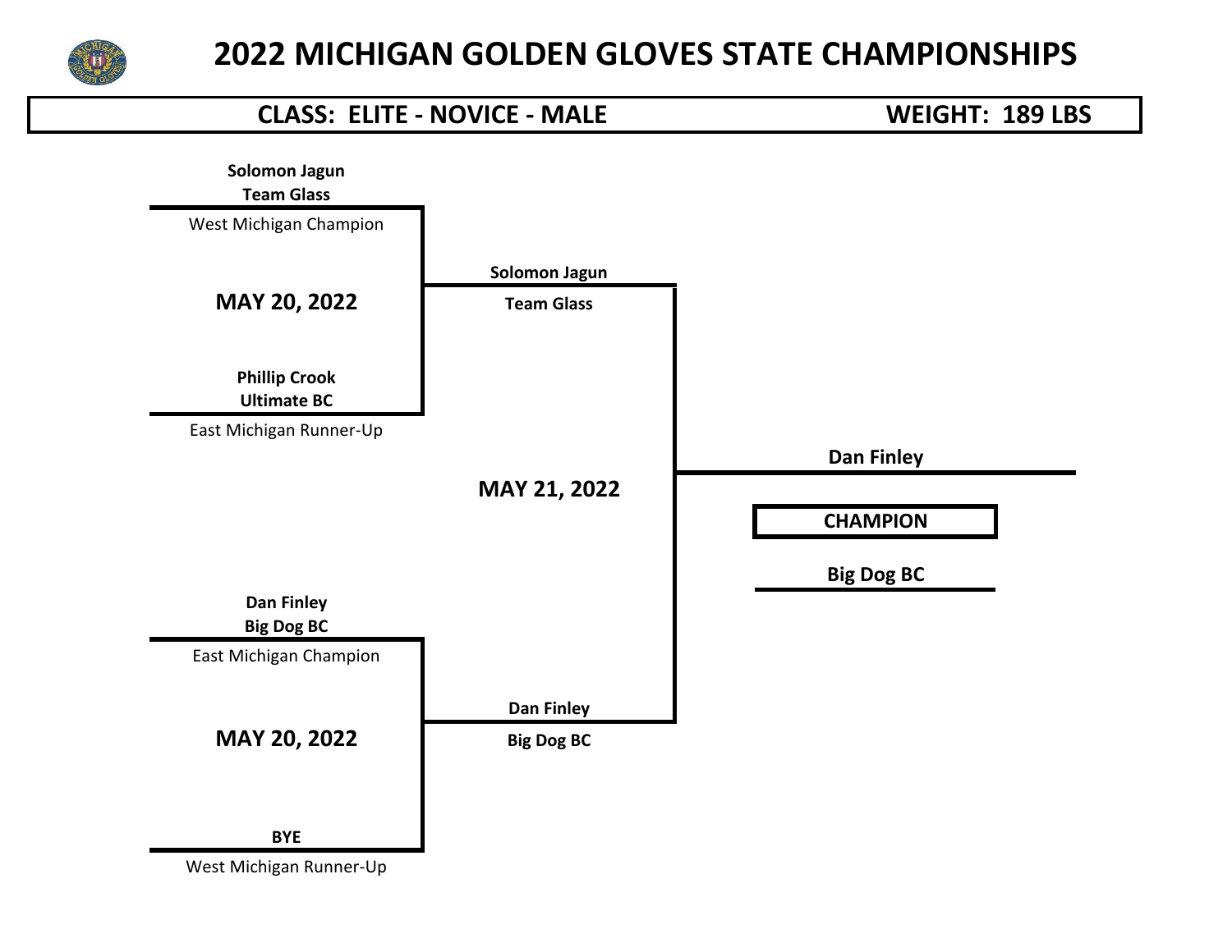# 2022 MICHIGAN GOLDEN GLOVES STATE CHAMPIONSHIPS

**CLASS: ELITE - NOVICE - MALE** | **WEIGHT: 189 LBS**

**Solomon Jagun**
**Team Glass**
West Michigan Champion

**MAY 20, 2022**

**Phillip Crook**
**Ultimate BC**
East Michigan Runner-Up

**Solomon Jagun**
**Team Glass**

**MAY 21, 2022**

**Dan Finley**

**CHAMPION**

**Big Dog BC**

**Dan Finley**
**Big Dog BC**
East Michigan Champion

**MAY 20, 2022**

**BYE**
West Michigan Runner-Up

**Dan Finley**
**Big Dog BC**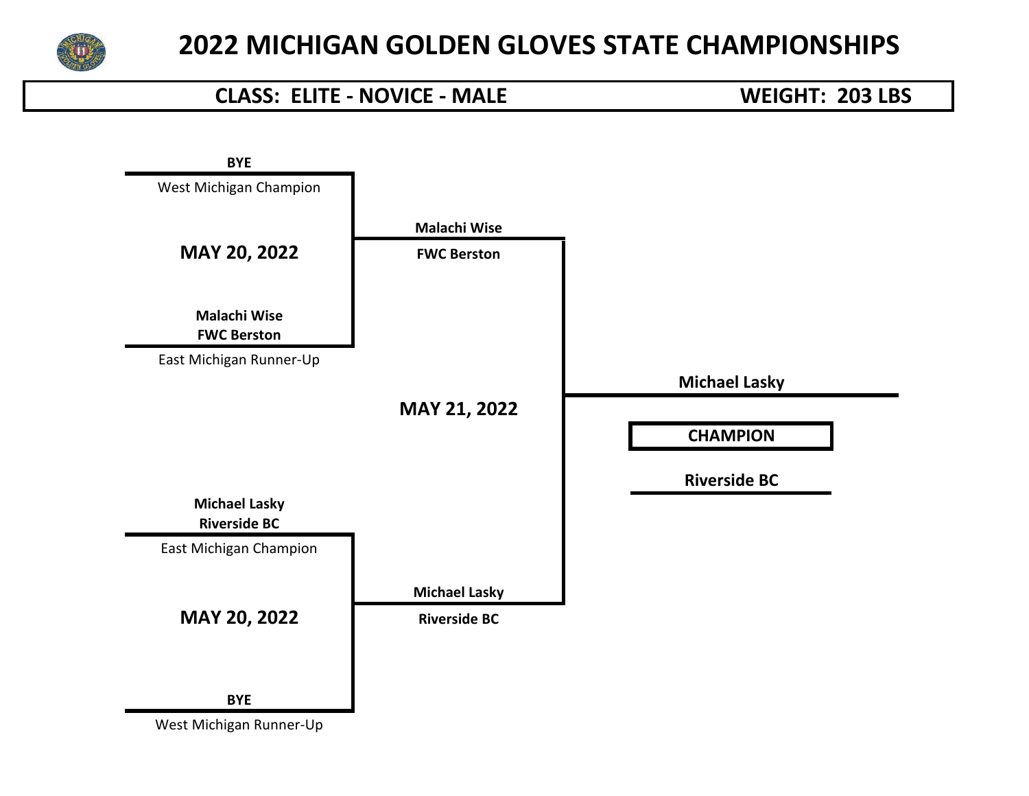# 2022 MICHIGAN GOLDEN GLOVES STATE CHAMPIONSHIPS

**CLASS: ELITE - NOVICE - MALE** | **WEIGHT: 203 LBS**

**BYE**
West Michigan Champion

**MAY 20, 2022**

**Malachi Wise**
**FWC Berston**
East Michigan Runner-Up

**Malachi Wise**
**FWC Berston**

**MAY 21, 2022**

**Michael Lasky**

**CHAMPION**

**Riverside BC**

**Michael Lasky**
**Riverside BC**
East Michigan Champion

**MAY 20, 2022**

**BYE**
West Michigan Runner-Up

**Michael Lasky**
**Riverside BC**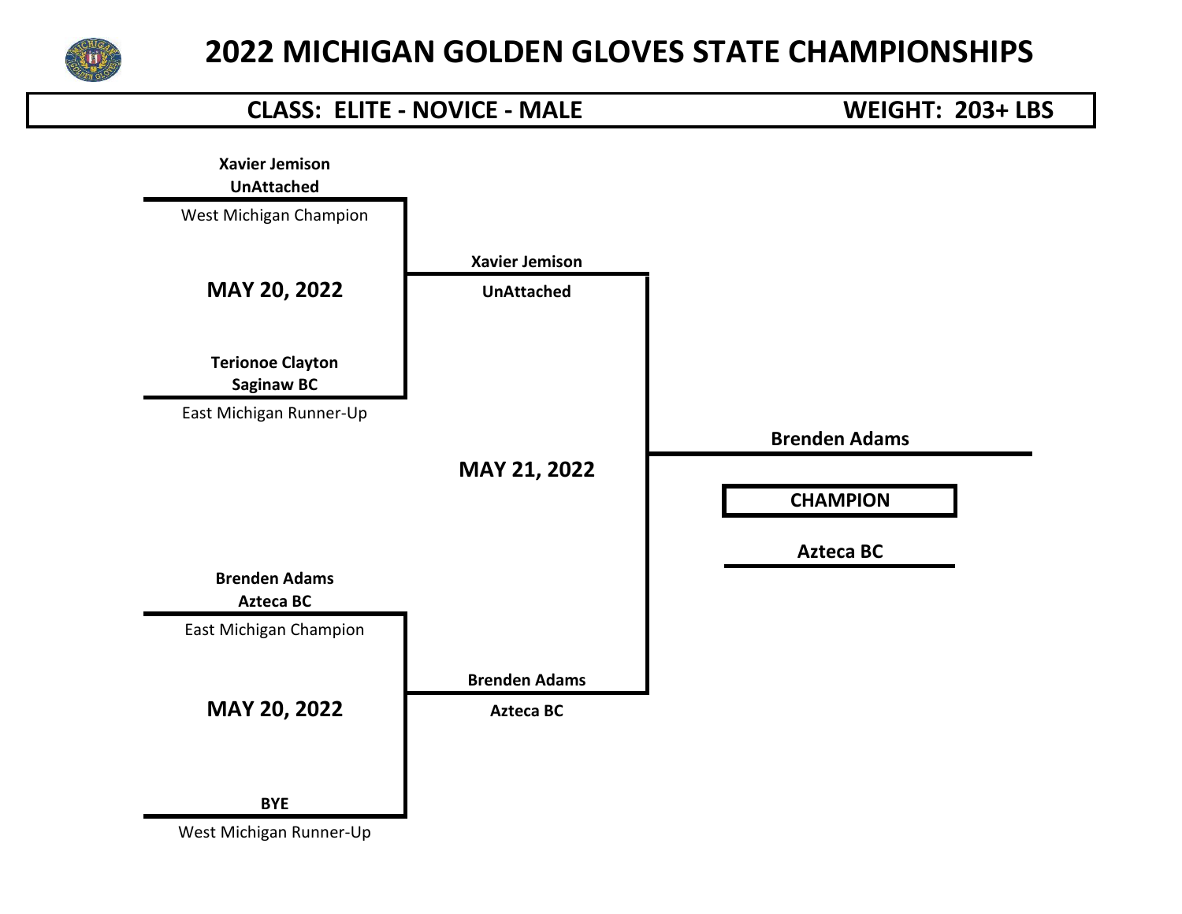# 2022 MICHIGAN GOLDEN GLOVES STATE CHAMPIONSHIPS

**CLASS: ELITE - NOVICE - MALE** | **WEIGHT: 203+ LBS**

**MAY 20, 2022**

**Xavier Jemison**
**UnAttached**
West Michigan Champion

vs.

**Terionoe Clayton**
**Saginaw BC**
East Michigan Runner-Up

Winner: **Xavier Jemison** – **UnAttached**

**MAY 20, 2022**

**Brenden Adams**
**Azteca BC**
East Michigan Champion

vs.

**BYE**
West Michigan Runner-Up

Winner: **Brenden Adams** – **Azteca BC**

**MAY 21, 2022**

**Xavier Jemison** (UnAttached) vs. **Brenden Adams** (Azteca BC)

**CHAMPION**

**Brenden Adams**
**Azteca BC**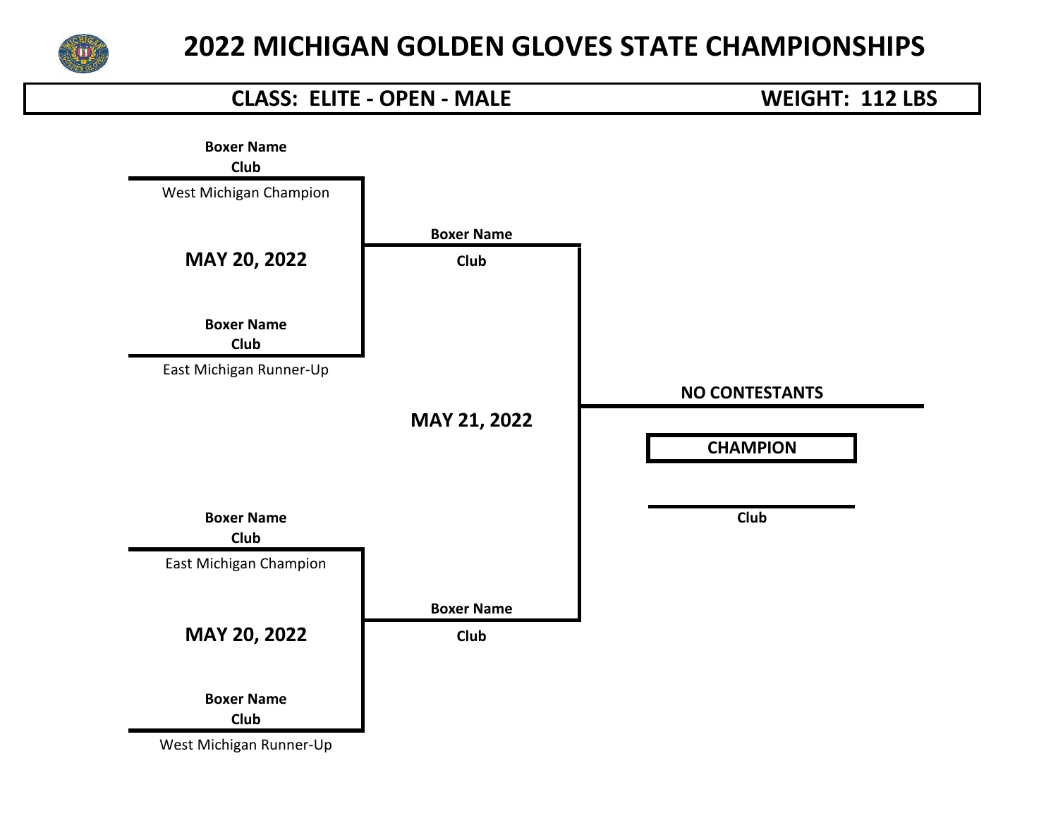# 2022 MICHIGAN GOLDEN GLOVES STATE CHAMPIONSHIPS

**CLASS: ELITE - OPEN - MALE** **WEIGHT: 112 LBS**

**Boxer Name**
**Club**
West Michigan Champion

**MAY 20, 2022**

**Boxer Name**
**Club**
East Michigan Runner-Up

**Boxer Name**
**Club**

**MAY 21, 2022**

**NO CONTESTANTS**

**CHAMPION**

**Club**

**Boxer Name**
**Club**
East Michigan Champion

**MAY 20, 2022**

**Boxer Name**
**Club**
West Michigan Runner-Up

**Boxer Name**
**Club**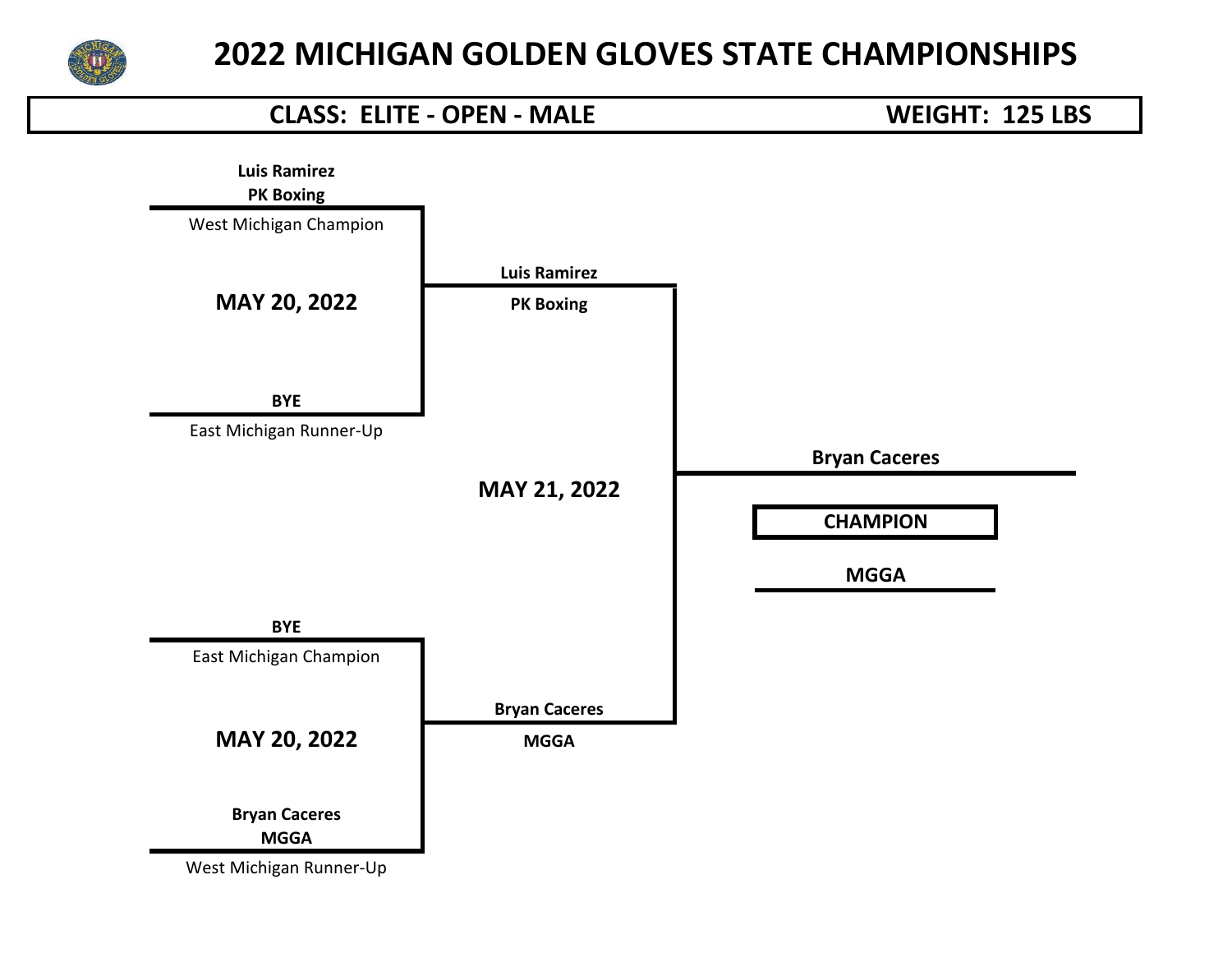# 2022 MICHIGAN GOLDEN GLOVES STATE CHAMPIONSHIPS

**CLASS: ELITE - OPEN - MALE** **WEIGHT: 125 LBS**

**Luis Ramirez**
**PK Boxing**
West Michigan Champion

**MAY 20, 2022**

**BYE**
East Michigan Runner-Up

**Luis Ramirez**
**PK Boxing**

**MAY 21, 2022**

**Bryan Caceres**

**CHAMPION**

**MGGA**

**BYE**
East Michigan Champion

**MAY 20, 2022**

**Bryan Caceres**
**MGGA**
West Michigan Runner-Up

**Bryan Caceres**
**MGGA**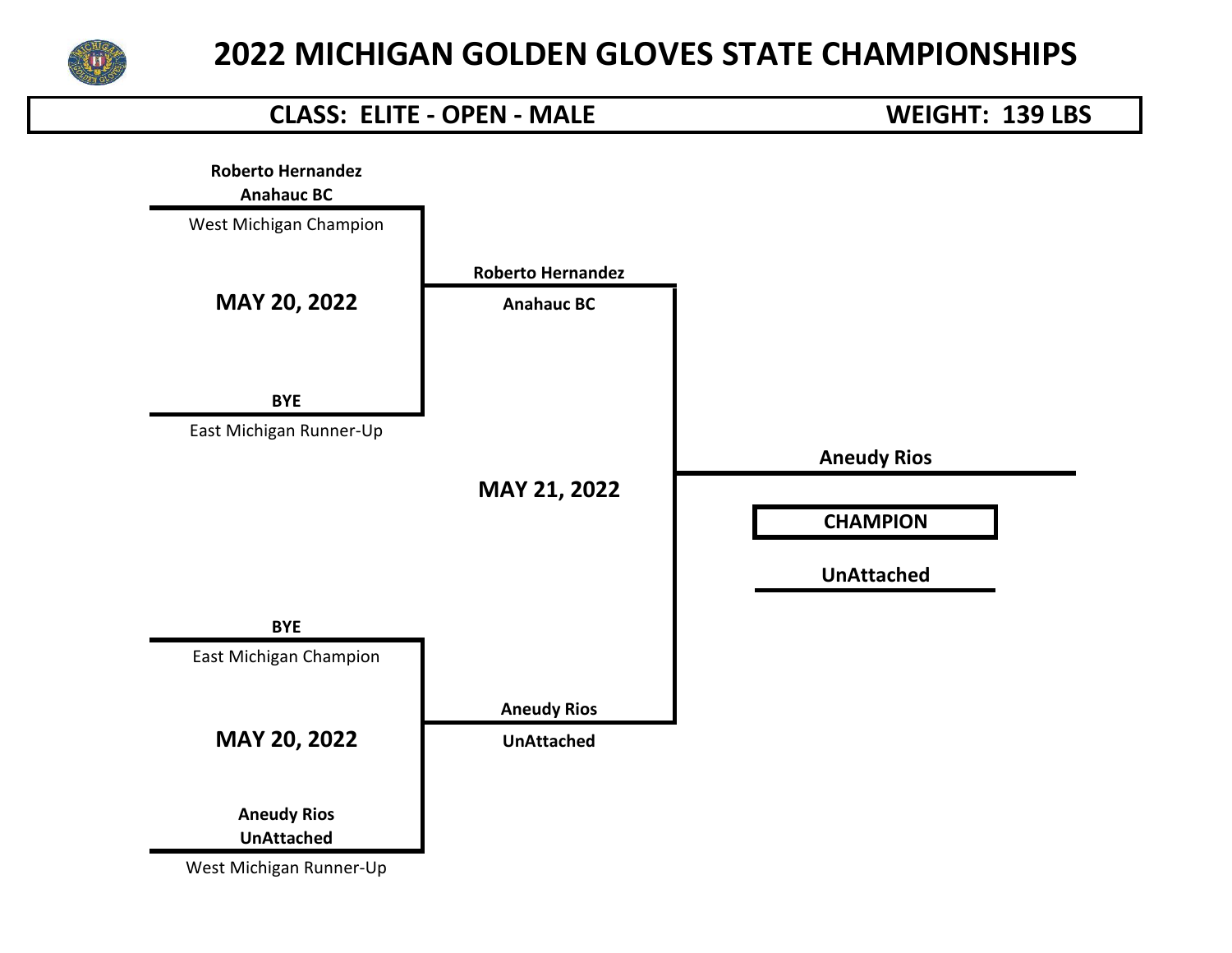# 2022 MICHIGAN GOLDEN GLOVES STATE CHAMPIONSHIPS

**CLASS: ELITE - OPEN - MALE** | **WEIGHT: 139 LBS**

**Roberto Hernandez**
**Anahauc BC**
West Michigan Champion

**MAY 20, 2022**

**BYE**
East Michigan Runner-Up

**Roberto Hernandez**
**Anahauc BC**

**MAY 21, 2022**

**Aneudy Rios**

**CHAMPION**

**UnAttached**

**BYE**
East Michigan Champion

**MAY 20, 2022**

**Aneudy Rios**
**UnAttached**
West Michigan Runner-Up

**Aneudy Rios**
**UnAttached**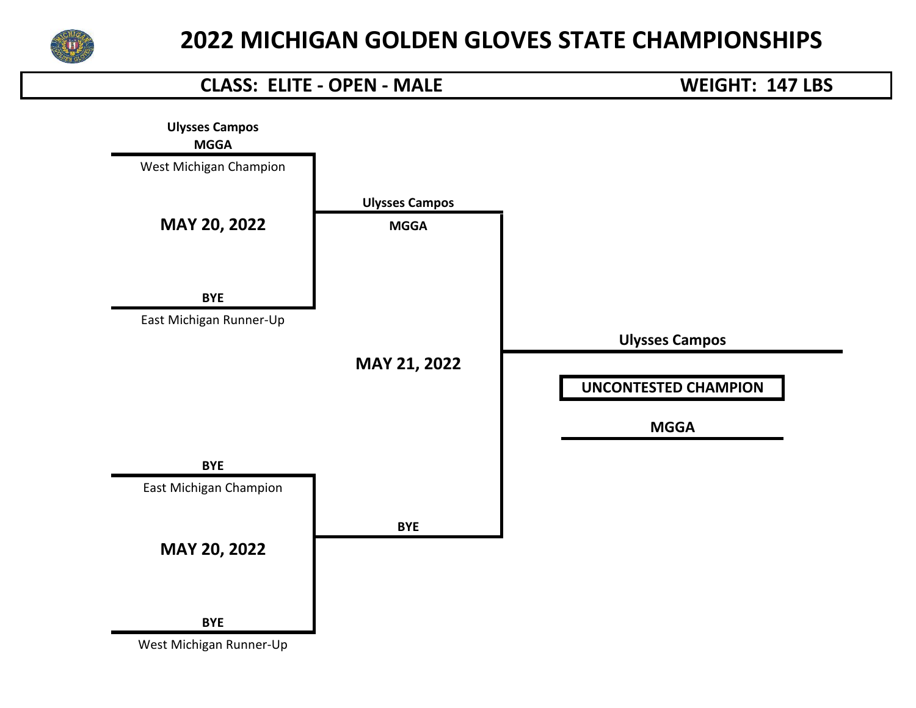# 2022 MICHIGAN GOLDEN GLOVES STATE CHAMPIONSHIPS

**CLASS: ELITE - OPEN - MALE** | **WEIGHT: 147 LBS**

**Ulysses Campos**
**MGGA**
West Michigan Champion

**MAY 20, 2022**

**BYE**
East Michigan Runner-Up

**Ulysses Campos**
**MGGA**

**MAY 21, 2022**

**Ulysses Campos**

**UNCONTESTED CHAMPION**

**MGGA**

**BYE**
East Michigan Champion

**MAY 20, 2022**

**BYE**
West Michigan Runner-Up

**BYE**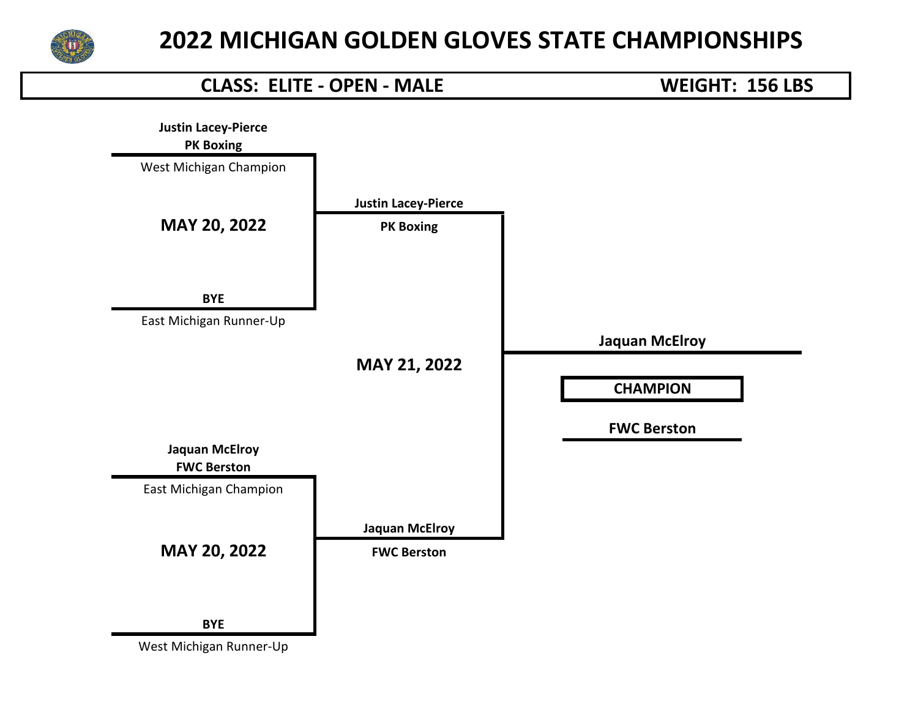# 2022 MICHIGAN GOLDEN GLOVES STATE CHAMPIONSHIPS

**CLASS: ELITE - OPEN - MALE** — **WEIGHT: 156 LBS**

**Justin Lacey-Pierce**
**PK Boxing**
West Michigan Champion

**MAY 20, 2022**

**BYE**
East Michigan Runner-Up

**Justin Lacey-Pierce**
**PK Boxing**

**MAY 21, 2022**

**Jaquan McElroy**
**FWC Berston**
East Michigan Champion

**MAY 20, 2022**

**BYE**
West Michigan Runner-Up

**Jaquan McElroy**
**FWC Berston**

**Jaquan McElroy**

**CHAMPION**

**FWC Berston**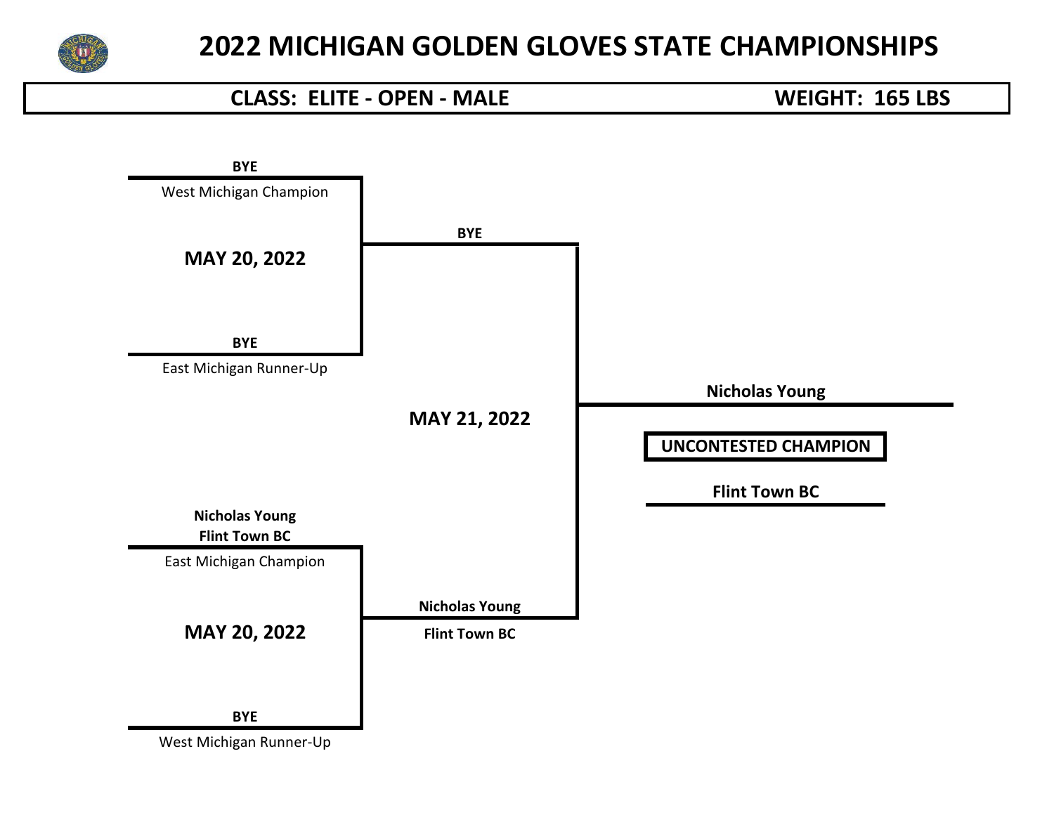# 2022 MICHIGAN GOLDEN GLOVES STATE CHAMPIONSHIPS

**CLASS: ELITE - OPEN - MALE** | **WEIGHT: 165 LBS**

**BYE**
West Michigan Champion

**MAY 20, 2022**

**BYE**
East Michigan Runner-Up

**BYE**

**MAY 21, 2022**

**Nicholas Young**
**Flint Town BC**
East Michigan Champion

**MAY 20, 2022**

**BYE**
West Michigan Runner-Up

**Nicholas Young**
**Flint Town BC**

**Nicholas Young**

**UNCONTESTED CHAMPION**

**Flint Town BC**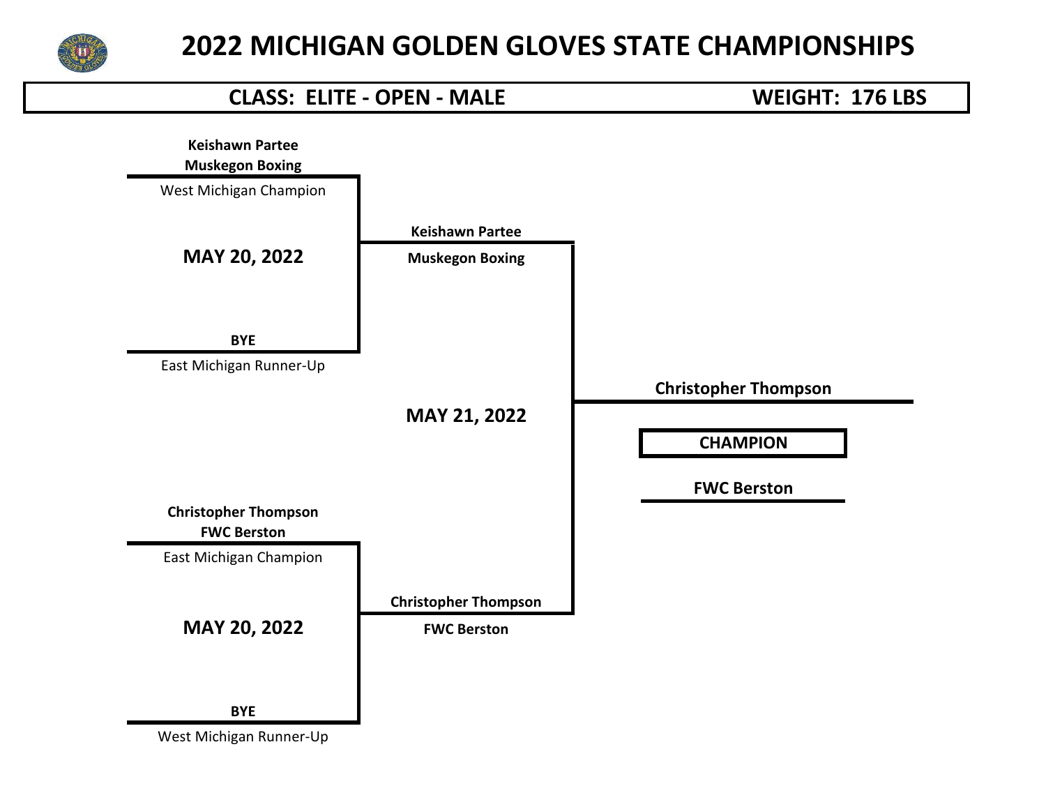# 2022 MICHIGAN GOLDEN GLOVES STATE CHAMPIONSHIPS

**CLASS: ELITE - OPEN - MALE** | **WEIGHT: 176 LBS**

**Keishawn Partee**
**Muskegon Boxing**
West Michigan Champion

**MAY 20, 2022**

**BYE**
East Michigan Runner-Up

**Keishawn Partee**
**Muskegon Boxing**

**MAY 21, 2022**

**Christopher Thompson**

**CHAMPION**

**FWC Berston**

**Christopher Thompson**
**FWC Berston**
East Michigan Champion

**MAY 20, 2022**

**BYE**
West Michigan Runner-Up

**Christopher Thompson**
**FWC Berston**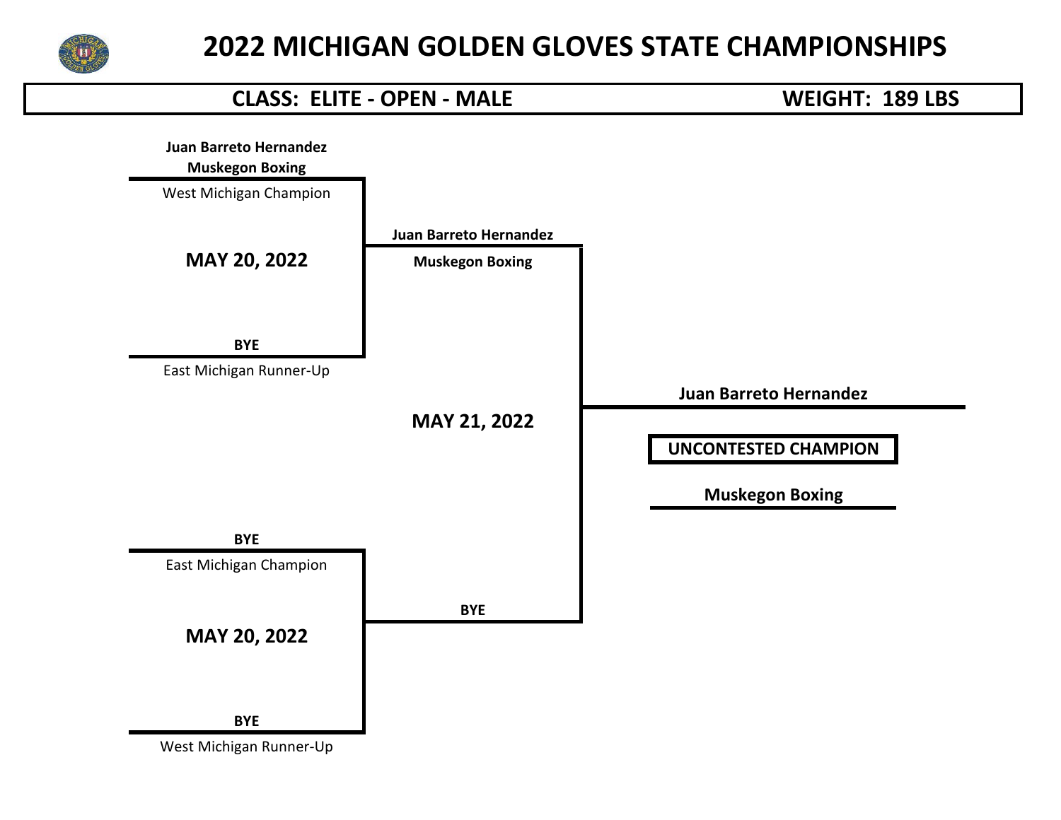# 2022 MICHIGAN GOLDEN GLOVES STATE CHAMPIONSHIPS

**CLASS: ELITE - OPEN - MALE** **WEIGHT: 189 LBS**

**Juan Barreto Hernandez**
**Muskegon Boxing**
West Michigan Champion

**MAY 20, 2022**

**BYE**
East Michigan Runner-Up

**Juan Barreto Hernandez**
**Muskegon Boxing**

**MAY 21, 2022**

**BYE**
East Michigan Champion

**MAY 20, 2022**

**BYE**
West Michigan Runner-Up

**BYE**

**Juan Barreto Hernandez**

**UNCONTESTED CHAMPION**

**Muskegon Boxing**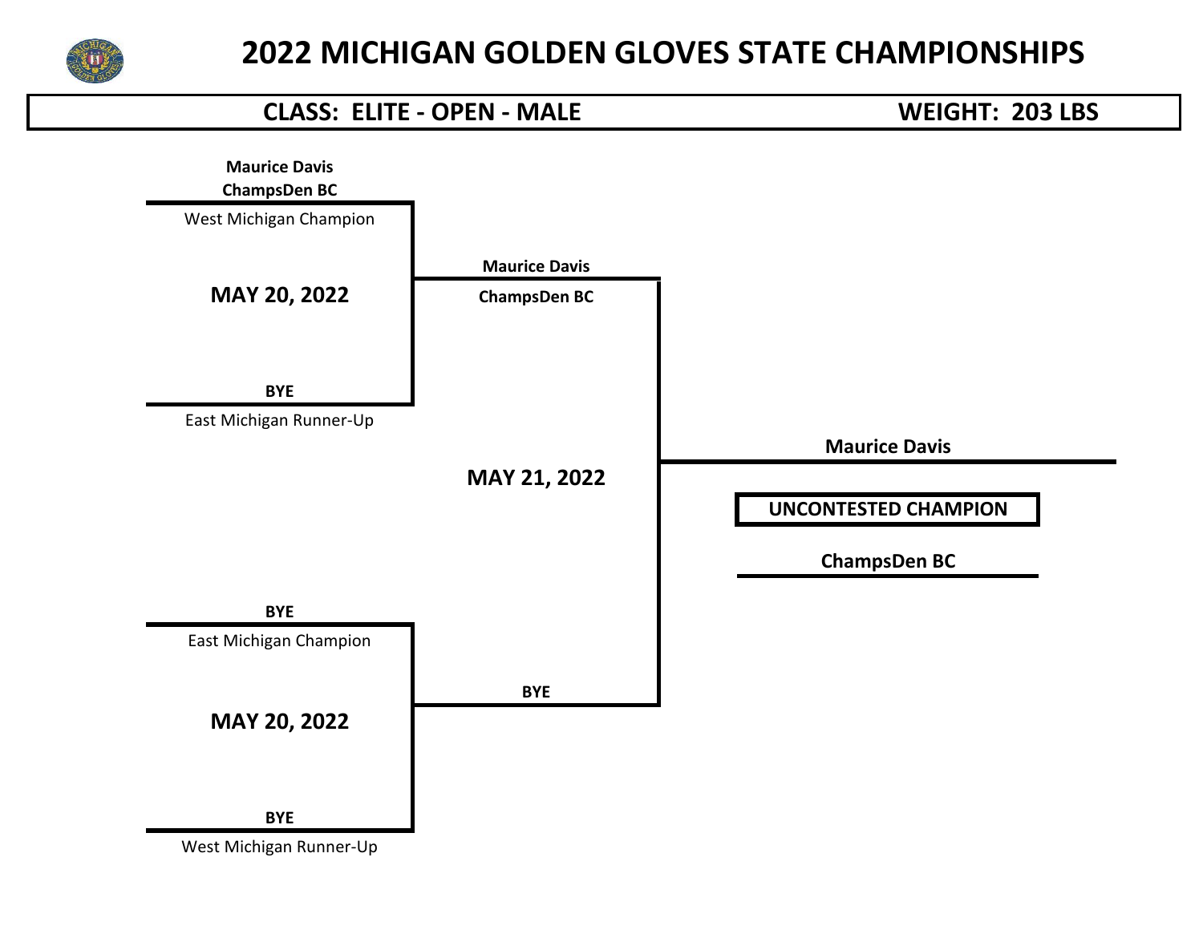# 2022 MICHIGAN GOLDEN GLOVES STATE CHAMPIONSHIPS

**CLASS: ELITE - OPEN - MALE** **WEIGHT: 203 LBS**

**Maurice Davis**
**ChampsDen BC**
West Michigan Champion

**MAY 20, 2022**

**BYE**
East Michigan Runner-Up

**Maurice Davis**
**ChampsDen BC**

**MAY 21, 2022**

**BYE**
East Michigan Champion

**MAY 20, 2022**

**BYE**
West Michigan Runner-Up

**BYE**

**Maurice Davis**

**UNCONTESTED CHAMPION**

**ChampsDen BC**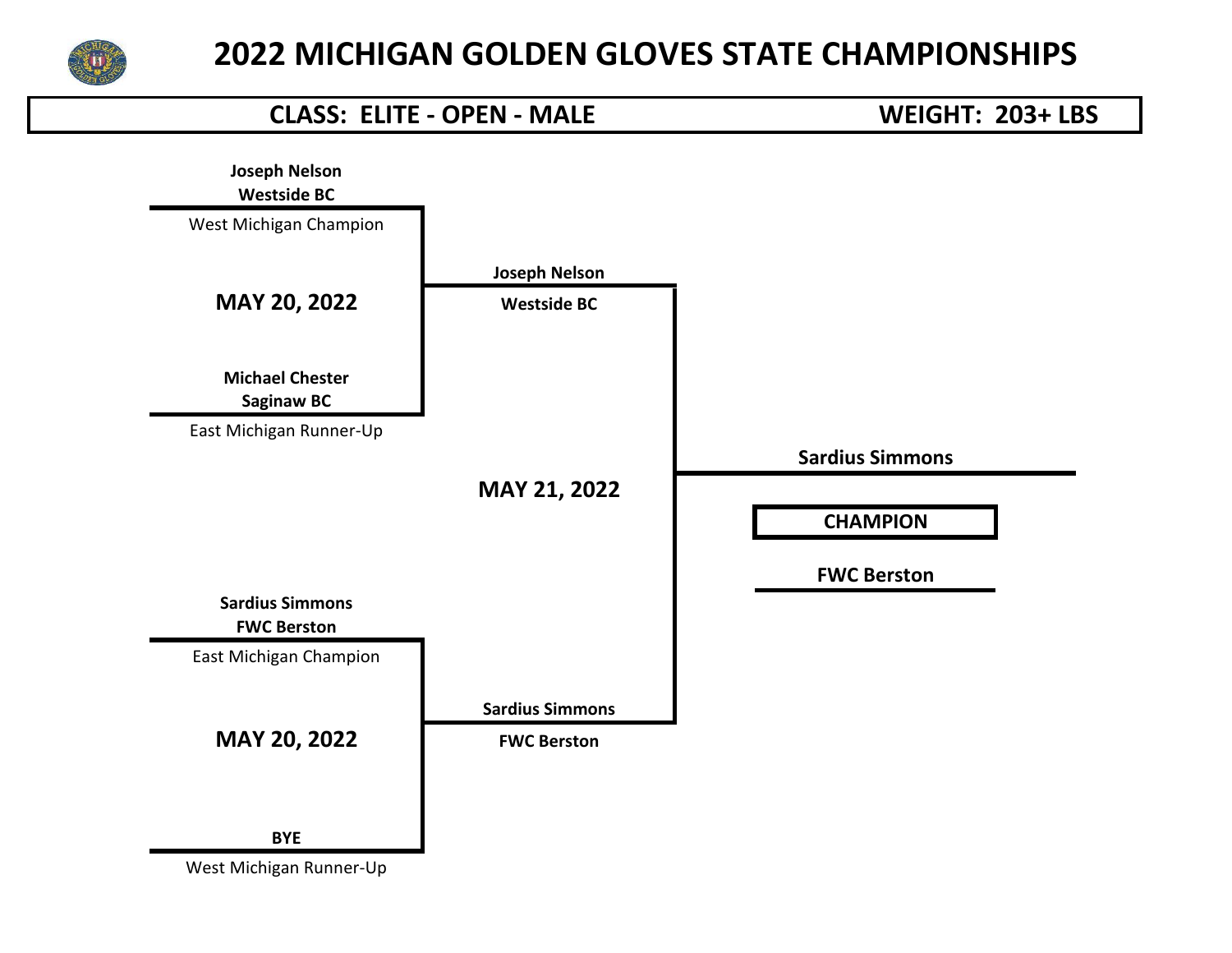# 2022 MICHIGAN GOLDEN GLOVES STATE CHAMPIONSHIPS

**CLASS: ELITE - OPEN - MALE** | **WEIGHT: 203+ LBS**

**Joseph Nelson**
**Westside BC**
West Michigan Champion

**MAY 20, 2022**

**Michael Chester**
**Saginaw BC**
East Michigan Runner-Up

**Joseph Nelson**
**Westside BC**

**MAY 21, 2022**

**Sardius Simmons**
**FWC Berston**
East Michigan Champion

**MAY 20, 2022**

**BYE**
West Michigan Runner-Up

**Sardius Simmons**
**FWC Berston**

**Sardius Simmons**

**CHAMPION**

**FWC Berston**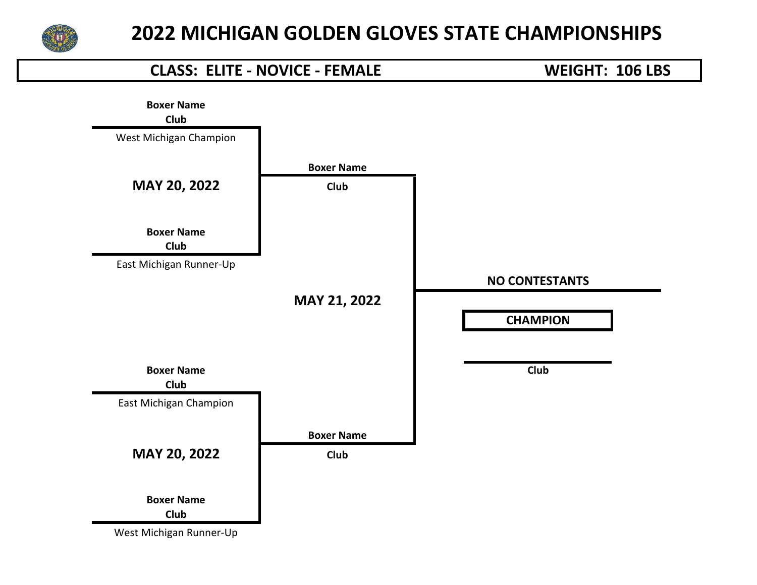# 2022 MICHIGAN GOLDEN GLOVES STATE CHAMPIONSHIPS

**CLASS: ELITE - NOVICE - FEMALE** **WEIGHT: 106 LBS**

**Boxer Name**
**Club**
West Michigan Champion

**MAY 20, 2022**

**Boxer Name**
**Club**
East Michigan Runner-Up

**Boxer Name**
**Club**

**MAY 21, 2022**

**NO CONTESTANTS**

**CHAMPION**

**Club**

**Boxer Name**
**Club**
East Michigan Champion

**MAY 20, 2022**

**Boxer Name**
**Club**
West Michigan Runner-Up

**Boxer Name**
**Club**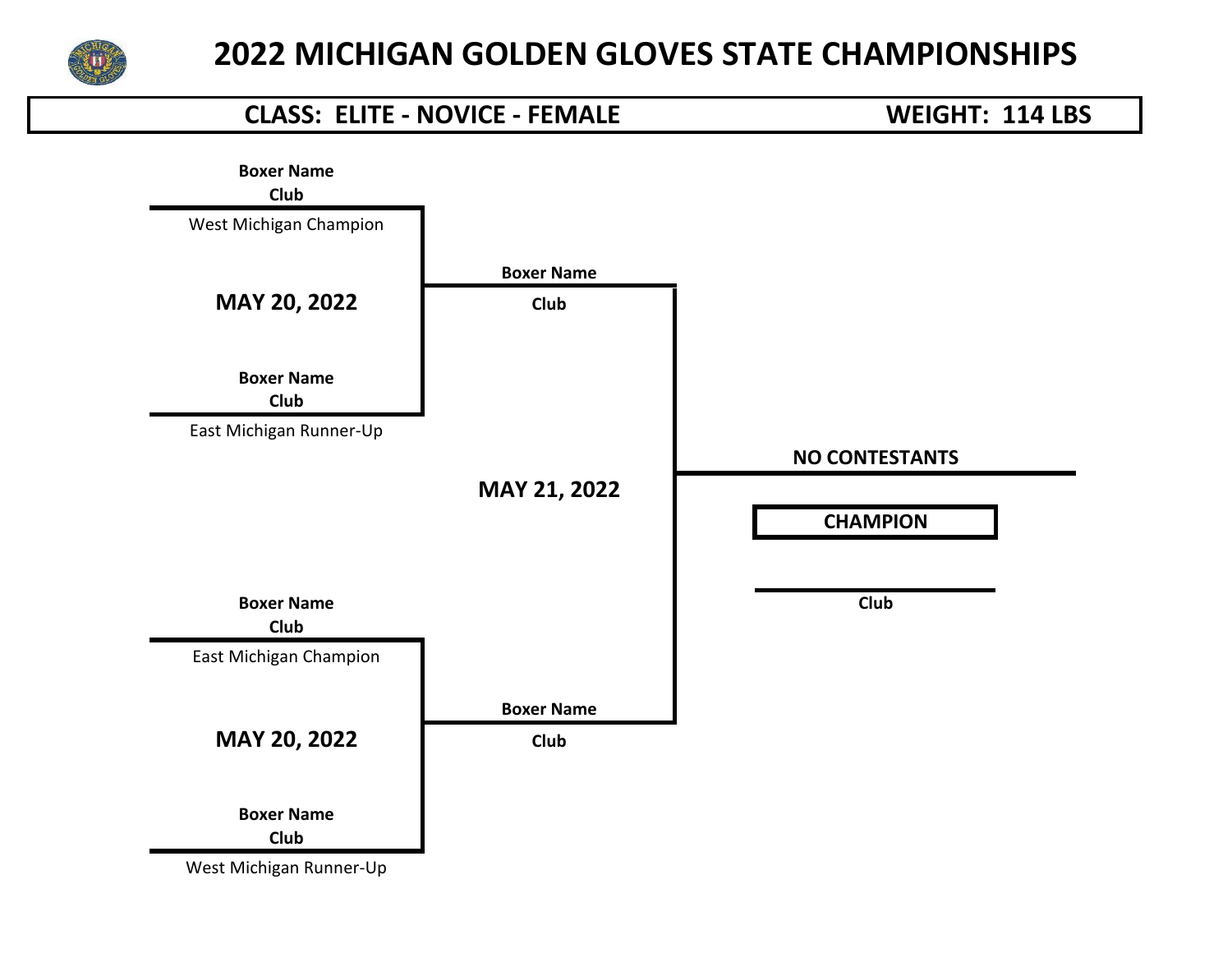# 2022 MICHIGAN GOLDEN GLOVES STATE CHAMPIONSHIPS

**CLASS: ELITE - NOVICE - FEMALE** | **WEIGHT: 114 LBS**

**Boxer Name**
**Club**
West Michigan Champion

**MAY 20, 2022**

**Boxer Name**
**Club**
East Michigan Runner-Up

**Boxer Name**
**Club**

**MAY 21, 2022**

**NO CONTESTANTS**

**CHAMPION**

**Club**

**Boxer Name**
**Club**
East Michigan Champion

**MAY 20, 2022**

**Boxer Name**
**Club**
West Michigan Runner-Up

**Boxer Name**
**Club**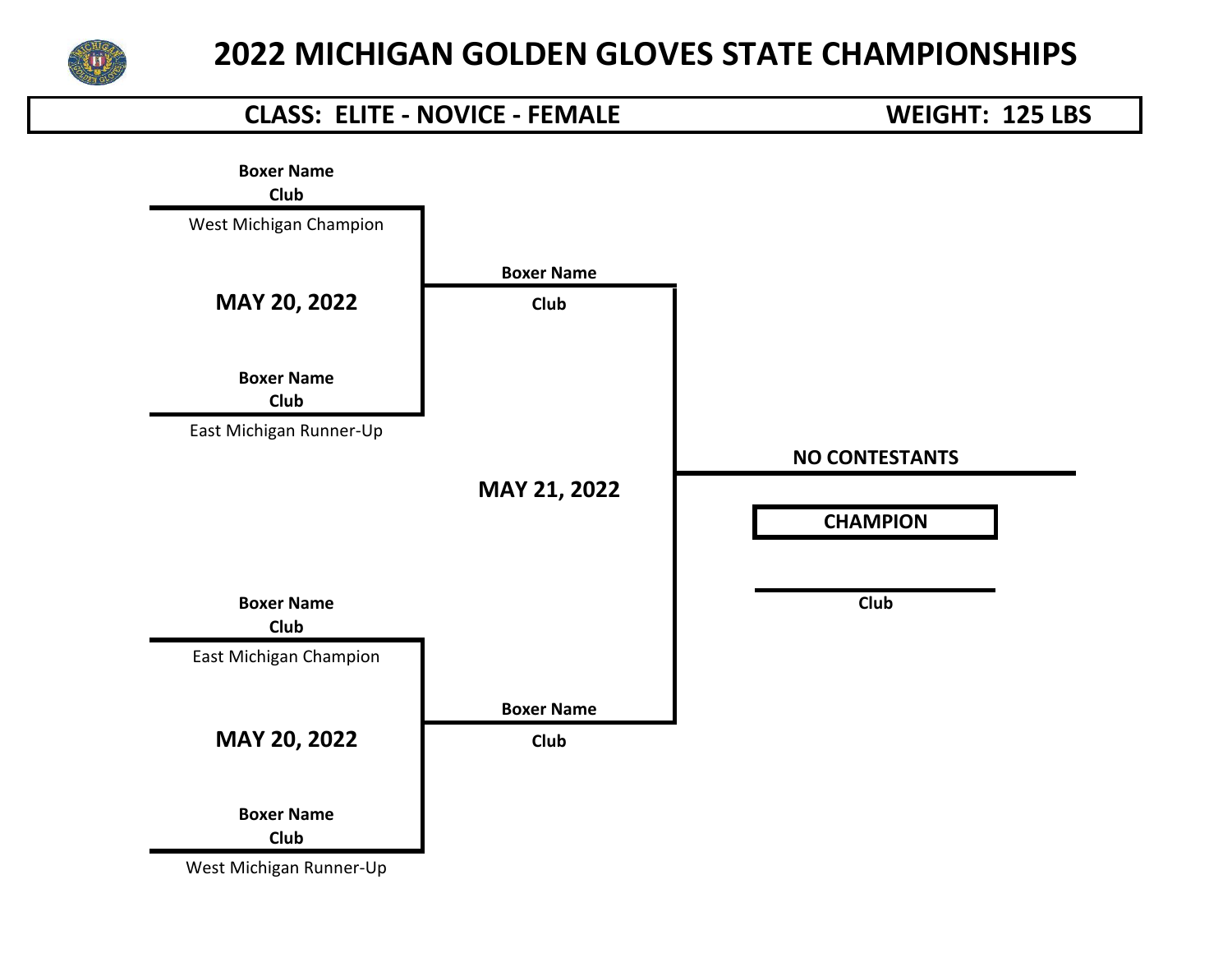# 2022 MICHIGAN GOLDEN GLOVES STATE CHAMPIONSHIPS

**CLASS: ELITE - NOVICE - FEMALE** **WEIGHT: 125 LBS**

**Boxer Name**
**Club**
West Michigan Champion

**MAY 20, 2022**

**Boxer Name**
**Club**
East Michigan Runner-Up

**Boxer Name**
**Club**

**MAY 21, 2022**

**NO CONTESTANTS**

**CHAMPION**

**Club**

**Boxer Name**
**Club**
East Michigan Champion

**MAY 20, 2022**

**Boxer Name**
**Club**
West Michigan Runner-Up

**Boxer Name**
**Club**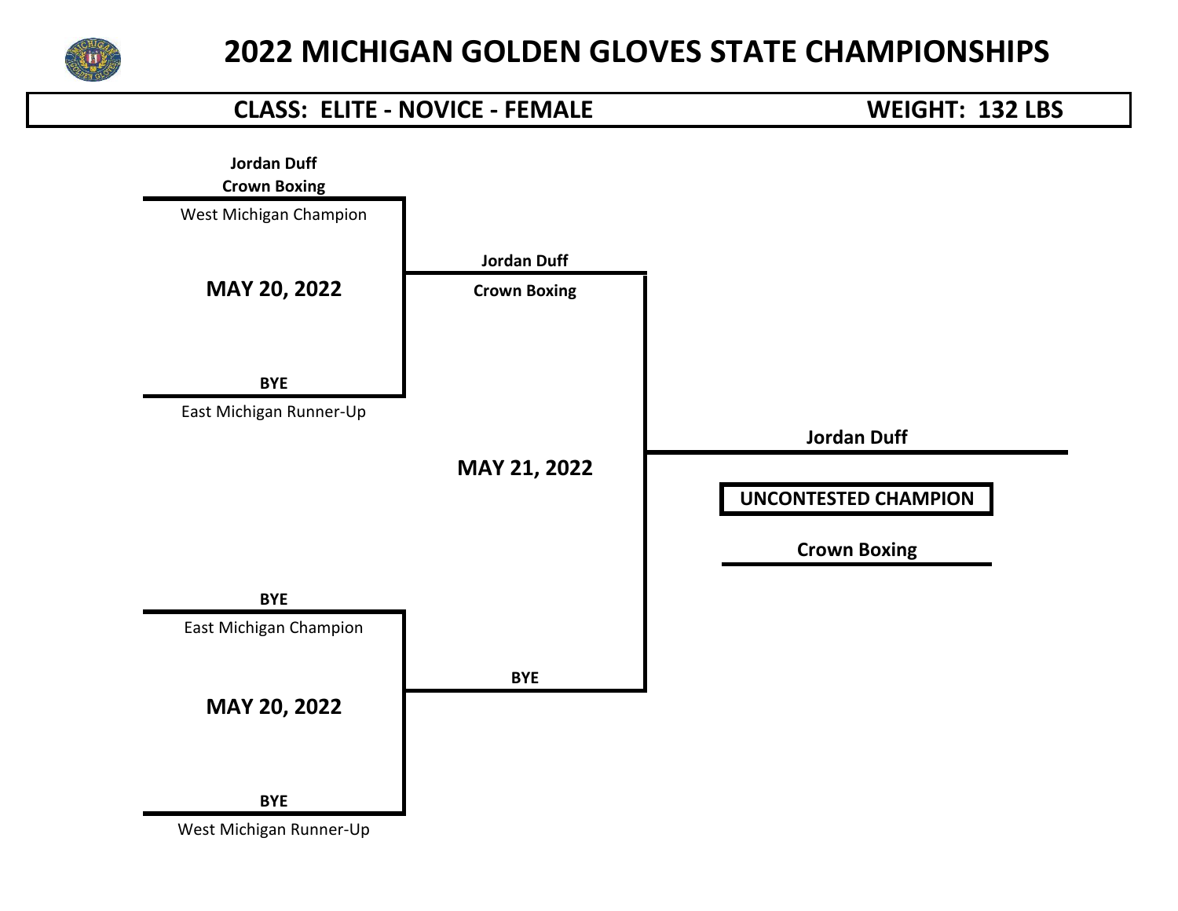# 2022 MICHIGAN GOLDEN GLOVES STATE CHAMPIONSHIPS

**CLASS: ELITE - NOVICE - FEMALE** — **WEIGHT: 132 LBS**

**MAY 20, 2022**

**Jordan Duff**
**Crown Boxing**
West Michigan Champion

vs.

**BYE**
East Michigan Runner-Up

Winner: **Jordan Duff** — **Crown Boxing**

**MAY 20, 2022**

**BYE**
East Michigan Champion

vs.

**BYE**
West Michigan Runner-Up

Winner: **BYE**

**MAY 21, 2022**

**Jordan Duff** — **Crown Boxing**

vs.

**BYE**

**Jordan Duff**

**UNCONTESTED CHAMPION**

**Crown Boxing**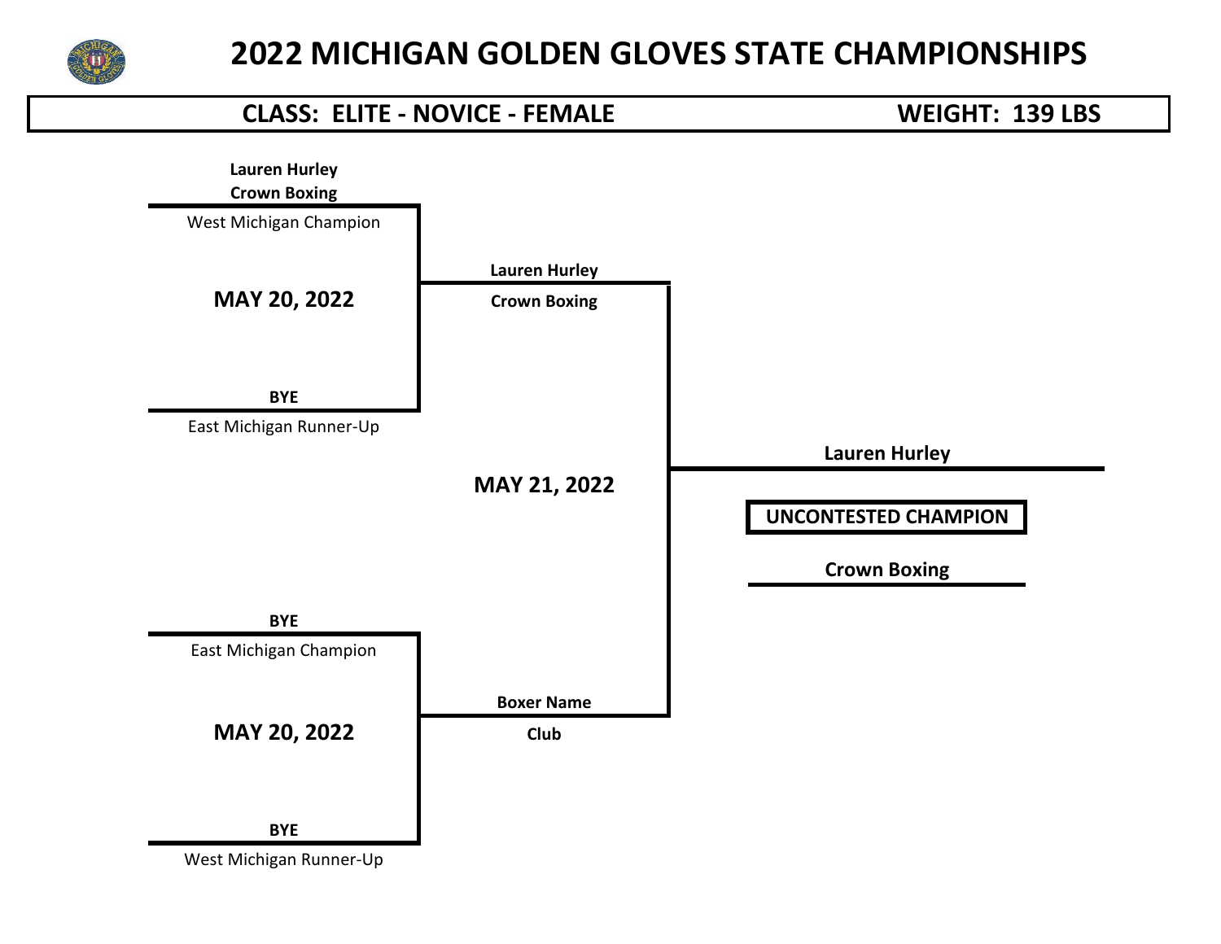# 2022 MICHIGAN GOLDEN GLOVES STATE CHAMPIONSHIPS

**CLASS: ELITE - NOVICE - FEMALE** **WEIGHT: 139 LBS**

**Lauren Hurley**
**Crown Boxing**
West Michigan Champion

**MAY 20, 2022**

**BYE**
East Michigan Runner-Up

**Lauren Hurley**
**Crown Boxing**

**MAY 21, 2022**

**Lauren Hurley**

**UNCONTESTED CHAMPION**

**Crown Boxing**

**BYE**
East Michigan Champion

**MAY 20, 2022**

**BYE**
West Michigan Runner-Up

**Boxer Name**
**Club**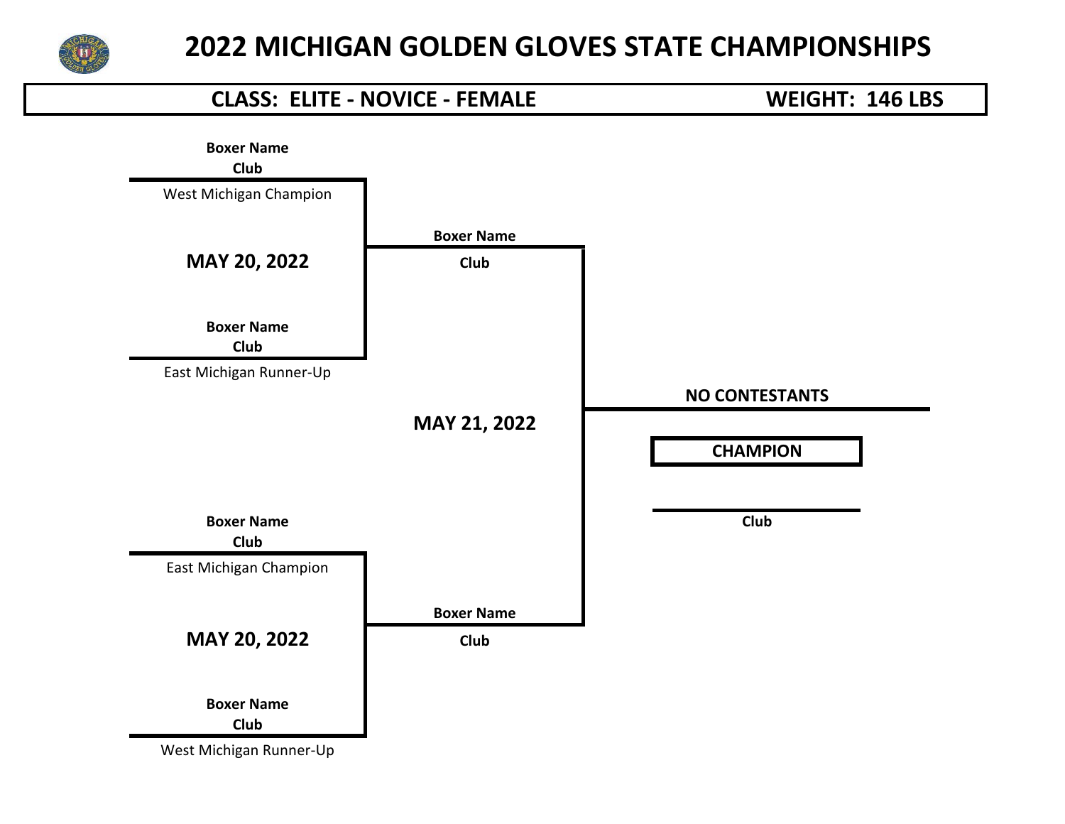# 2022 MICHIGAN GOLDEN GLOVES STATE CHAMPIONSHIPS

**CLASS: ELITE - NOVICE - FEMALE** | **WEIGHT: 146 LBS**

**Boxer Name**
**Club**
West Michigan Champion

**MAY 20, 2022**

**Boxer Name**
**Club**
East Michigan Runner-Up

**Boxer Name**
**Club**

**MAY 21, 2022**

**NO CONTESTANTS**

**CHAMPION**

**Club**

**Boxer Name**
**Club**
East Michigan Champion

**MAY 20, 2022**

**Boxer Name**
**Club**
West Michigan Runner-Up

**Boxer Name**
**Club**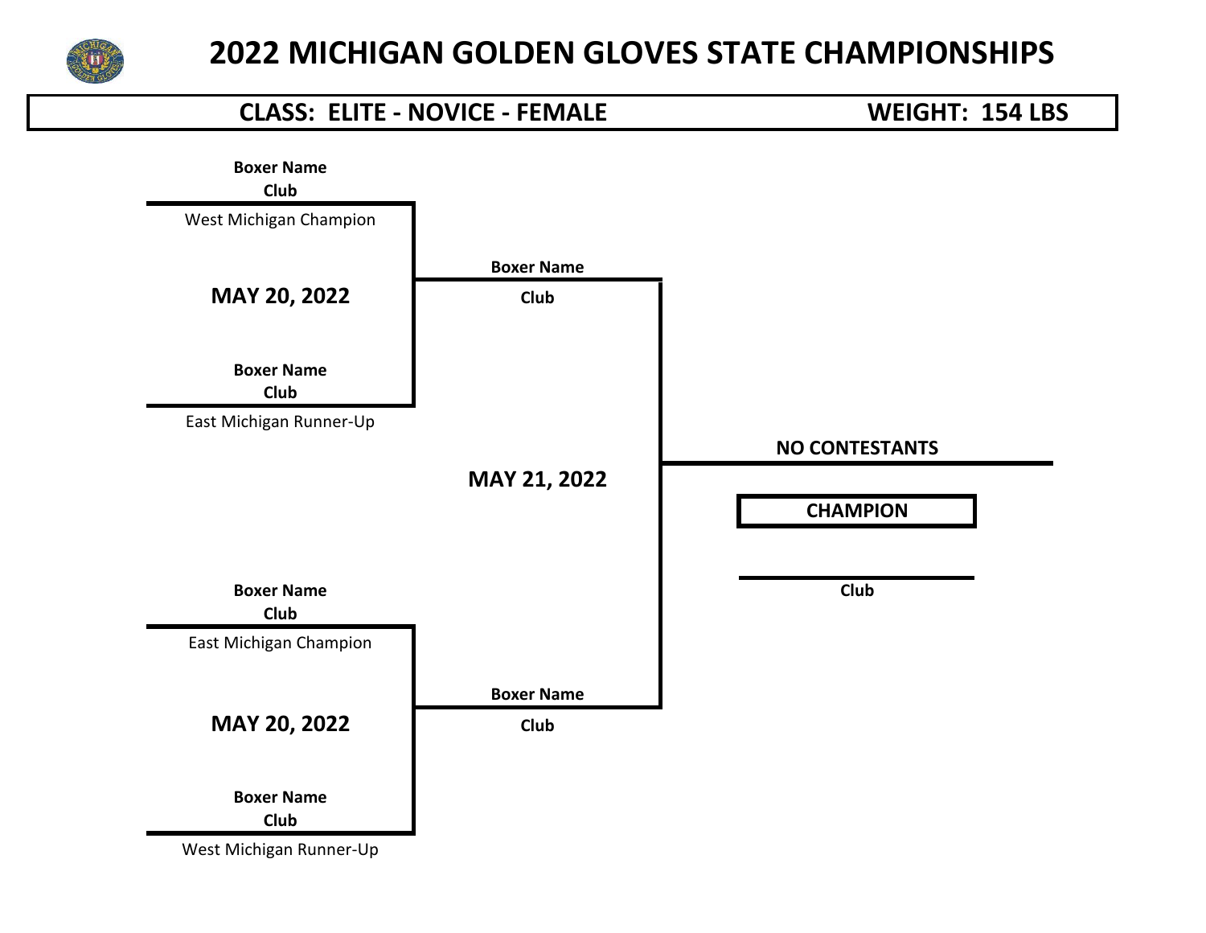# 2022 MICHIGAN GOLDEN GLOVES STATE CHAMPIONSHIPS

## CLASS: ELITE - NOVICE - FEMALE — WEIGHT: 154 LBS

**Boxer Name**
**Club**
West Michigan Champion

**MAY 20, 2022**

**Boxer Name**
**Club**
East Michigan Runner-Up

**Boxer Name**
**Club**

**MAY 21, 2022**

**NO CONTESTANTS**

**CHAMPION**

**Club**

**Boxer Name**
**Club**

**Boxer Name**
**Club**
East Michigan Champion

**MAY 20, 2022**

**Boxer Name**
**Club**
West Michigan Runner-Up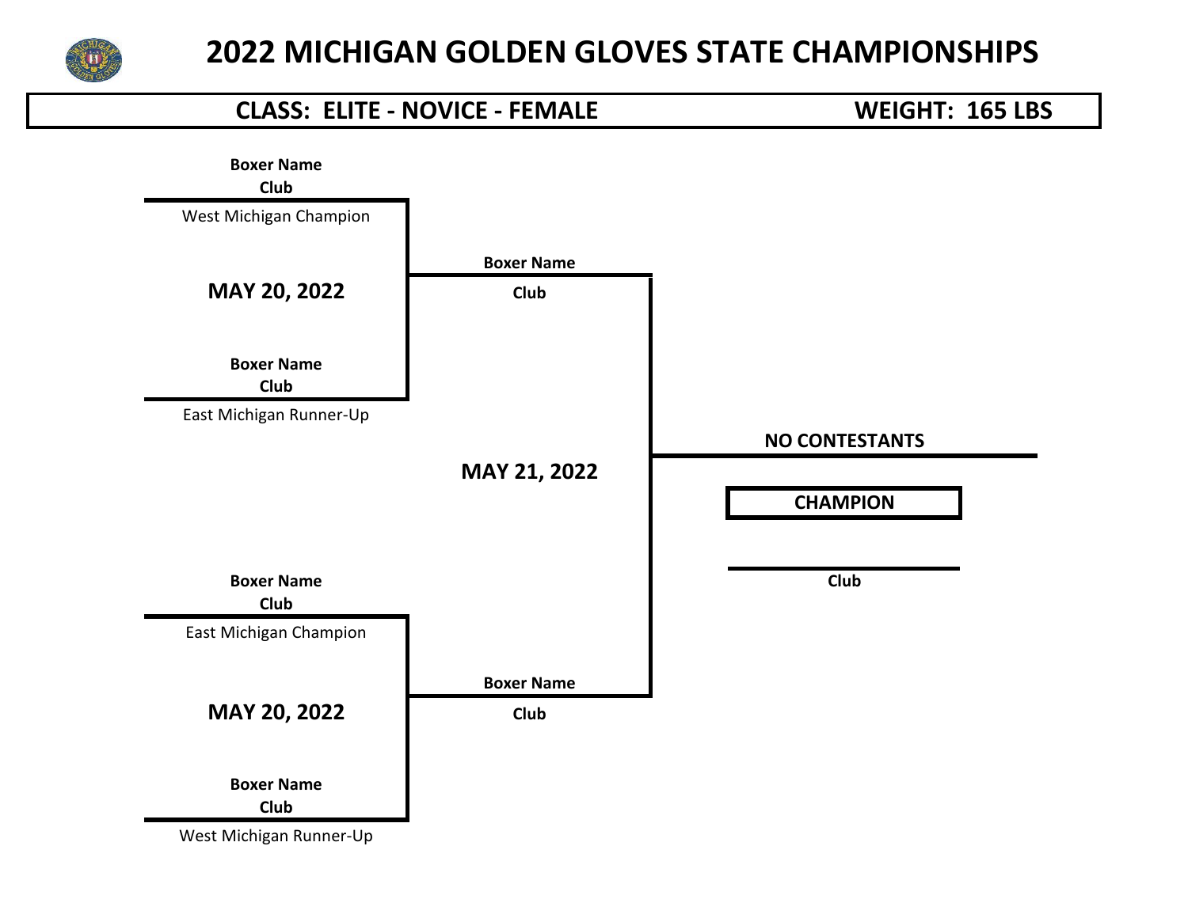# 2022 MICHIGAN GOLDEN GLOVES STATE CHAMPIONSHIPS

**CLASS: ELITE - NOVICE - FEMALE** **WEIGHT: 165 LBS**

**Boxer Name**
**Club**
West Michigan Champion

**MAY 20, 2022**

**Boxer Name**
**Club**
East Michigan Runner-Up

**Boxer Name**
**Club**

**MAY 21, 2022**

**NO CONTESTANTS**

**CHAMPION**

**Club**

**Boxer Name**
**Club**

**Boxer Name**
**Club**
East Michigan Champion

**MAY 20, 2022**

**Boxer Name**
**Club**
West Michigan Runner-Up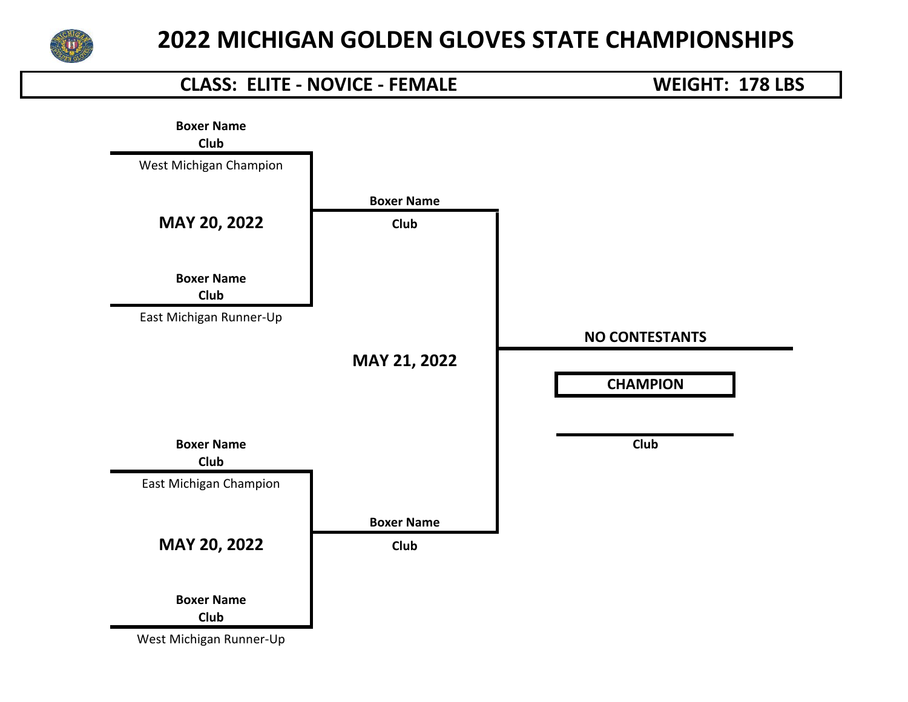# 2022 MICHIGAN GOLDEN GLOVES STATE CHAMPIONSHIPS

**CLASS: ELITE - NOVICE - FEMALE** | **WEIGHT: 178 LBS**

**Boxer Name**
**Club**
West Michigan Champion

**MAY 20, 2022**

**Boxer Name**
**Club**
East Michigan Runner-Up

**Boxer Name**
**Club**

**MAY 21, 2022**

**NO CONTESTANTS**

**CHAMPION**

**Club**

**Boxer Name**
**Club**
East Michigan Champion

**MAY 20, 2022**

**Boxer Name**
**Club**
West Michigan Runner-Up

**Boxer Name**
**Club**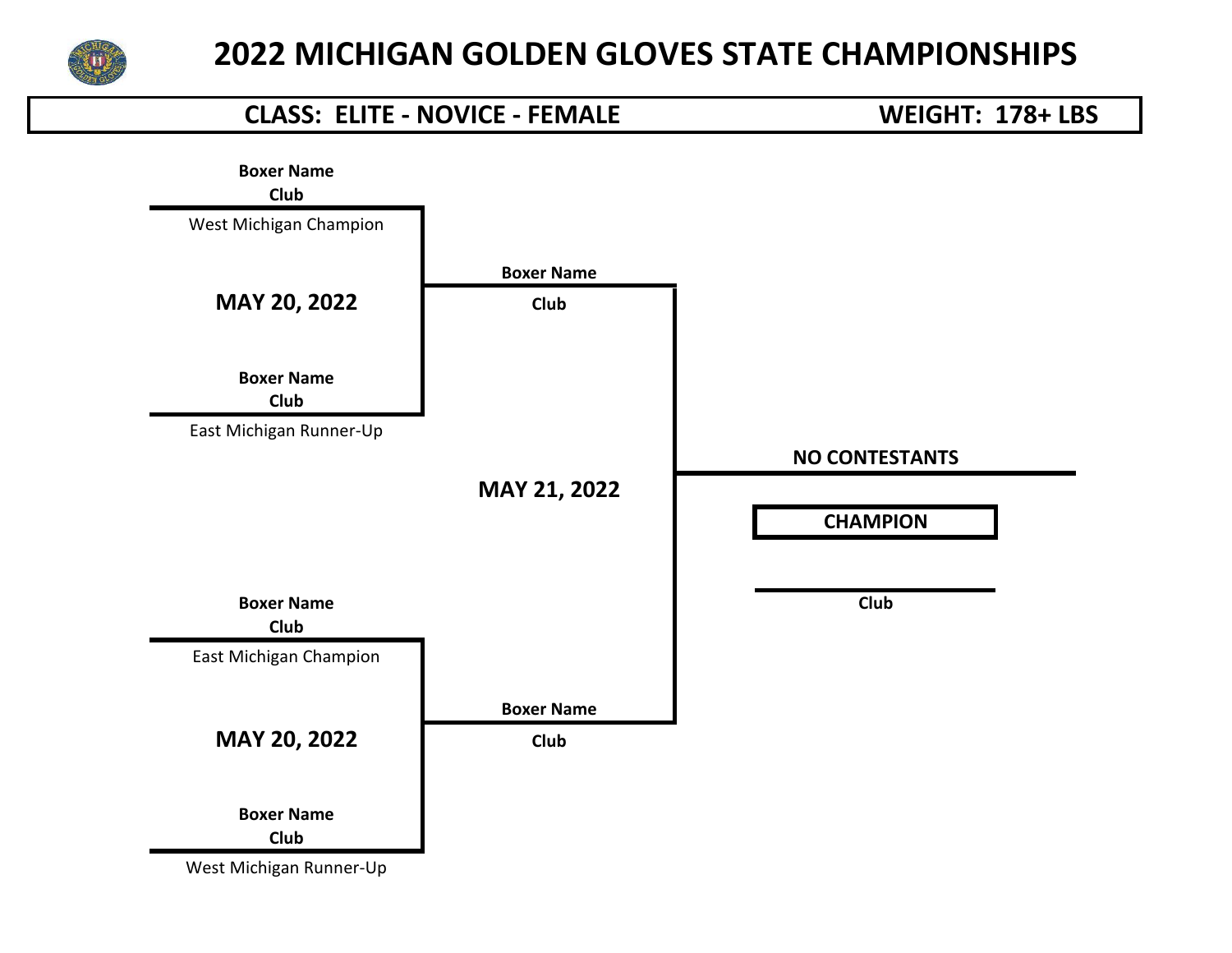# 2022 MICHIGAN GOLDEN GLOVES STATE CHAMPIONSHIPS

**CLASS: ELITE - NOVICE - FEMALE** **WEIGHT: 178+ LBS**

**Boxer Name**
**Club**
West Michigan Champion

**MAY 20, 2022**

**Boxer Name**
**Club**
East Michigan Runner-Up

**Boxer Name**
**Club**

**MAY 21, 2022**

**NO CONTESTANTS**

**CHAMPION**

**Club**

**Boxer Name**
**Club**
East Michigan Champion

**MAY 20, 2022**

**Boxer Name**
**Club**
West Michigan Runner-Up

**Boxer Name**
**Club**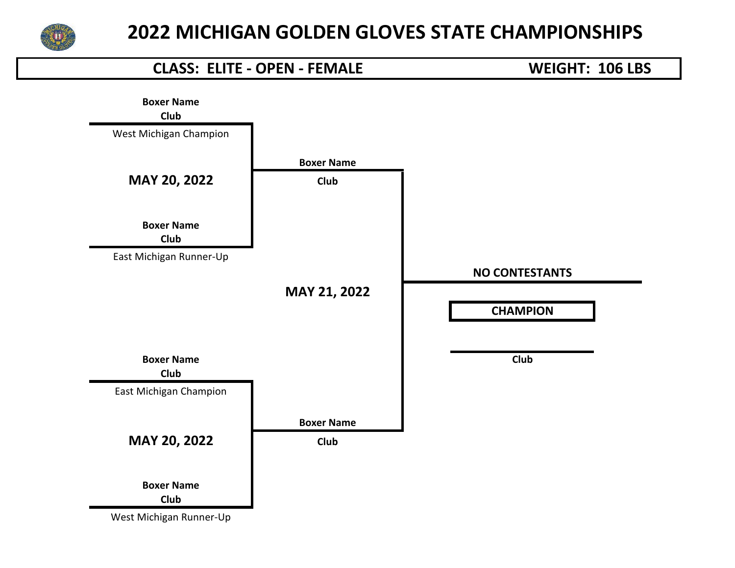# 2022 MICHIGAN GOLDEN GLOVES STATE CHAMPIONSHIPS

**CLASS: ELITE - OPEN - FEMALE** **WEIGHT: 106 LBS**

**Boxer Name**
**Club**
West Michigan Champion

**MAY 20, 2022**

**Boxer Name**
**Club**
East Michigan Runner-Up

**Boxer Name**
**Club**

**MAY 21, 2022**

**NO CONTESTANTS**

**CHAMPION**

**Club**

**Boxer Name**
**Club**
East Michigan Champion

**MAY 20, 2022**

**Boxer Name**
**Club**
West Michigan Runner-Up

**Boxer Name**
**Club**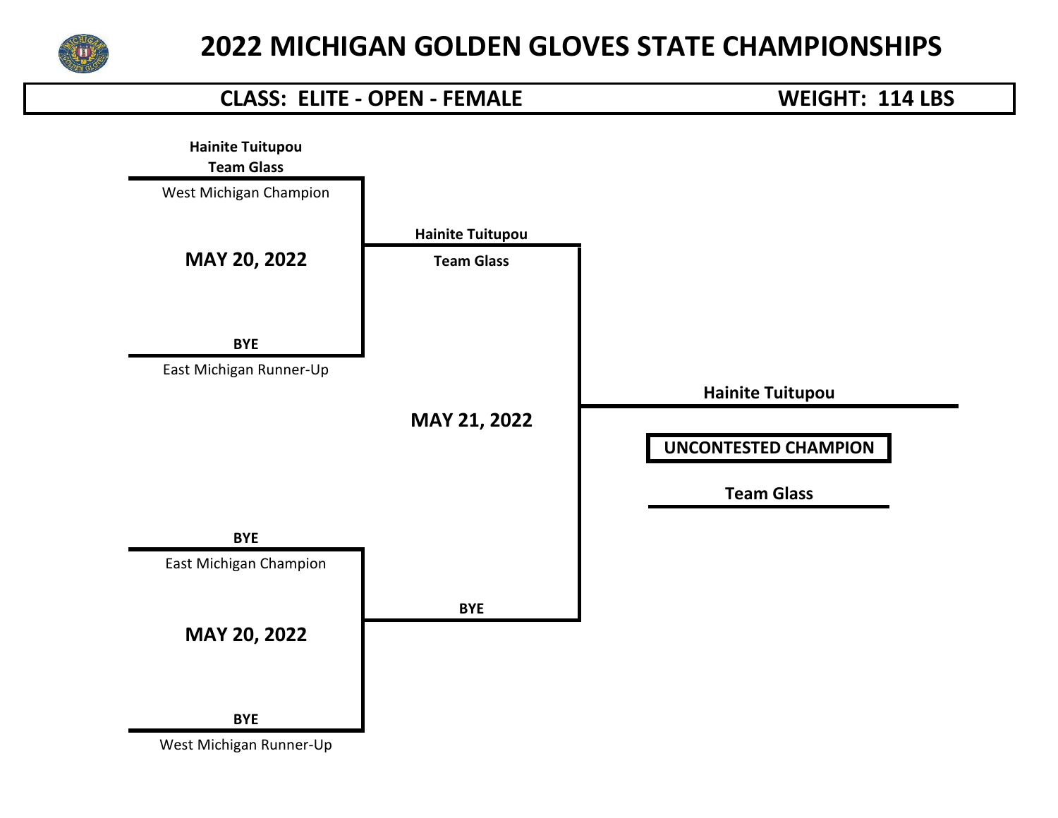# 2022 MICHIGAN GOLDEN GLOVES STATE CHAMPIONSHIPS

## CLASS: ELITE - OPEN - FEMALE — WEIGHT: 114 LBS

**Hainite Tuitupou**
**Team Glass**
West Michigan Champion

**MAY 20, 2022**

**BYE**
East Michigan Runner-Up

**Hainite Tuitupou**
**Team Glass**

**MAY 21, 2022**

**BYE**
East Michigan Champion

**MAY 20, 2022**

**BYE**
West Michigan Runner-Up

**BYE**

**Hainite Tuitupou**

**UNCONTESTED CHAMPION**

**Team Glass**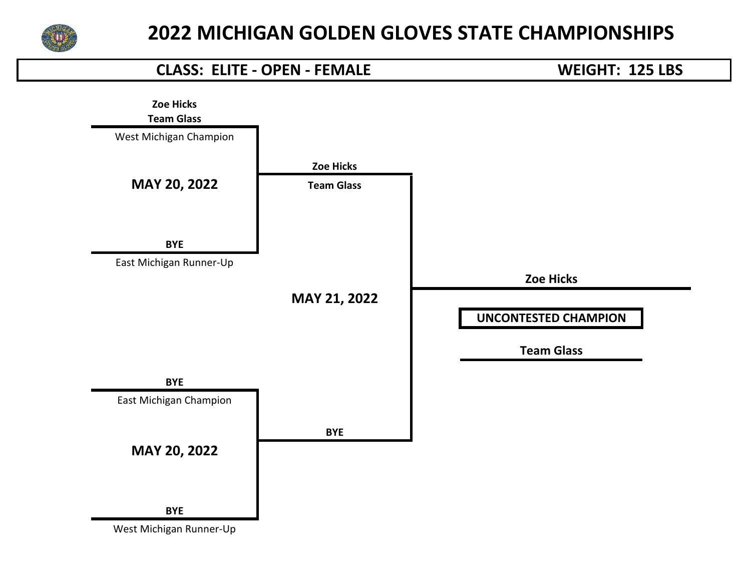# 2022 MICHIGAN GOLDEN GLOVES STATE CHAMPIONSHIPS

**CLASS: ELITE - OPEN - FEMALE** **WEIGHT: 125 LBS**

**Zoe Hicks**
**Team Glass**
West Michigan Champion

**MAY 20, 2022**

**BYE**
East Michigan Runner-Up

**Zoe Hicks**
**Team Glass**

**MAY 21, 2022**

**BYE**
East Michigan Champion

**MAY 20, 2022**

**BYE**
West Michigan Runner-Up

**BYE**

**Zoe Hicks**

**UNCONTESTED CHAMPION**

**Team Glass**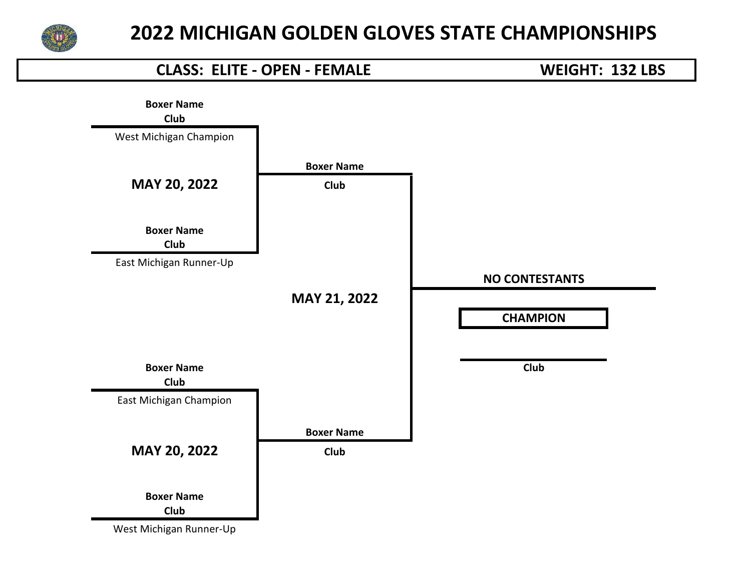# 2022 MICHIGAN GOLDEN GLOVES STATE CHAMPIONSHIPS

**CLASS: ELITE - OPEN - FEMALE** **WEIGHT: 132 LBS**

**Boxer Name**
**Club**
West Michigan Champion

**MAY 20, 2022**

**Boxer Name**
**Club**
East Michigan Runner-Up

**Boxer Name**
**Club**

**MAY 21, 2022**

**NO CONTESTANTS**

**CHAMPION**

**Club**

**Boxer Name**
**Club**

**Boxer Name**
**Club**
East Michigan Champion

**MAY 20, 2022**

**Boxer Name**
**Club**
West Michigan Runner-Up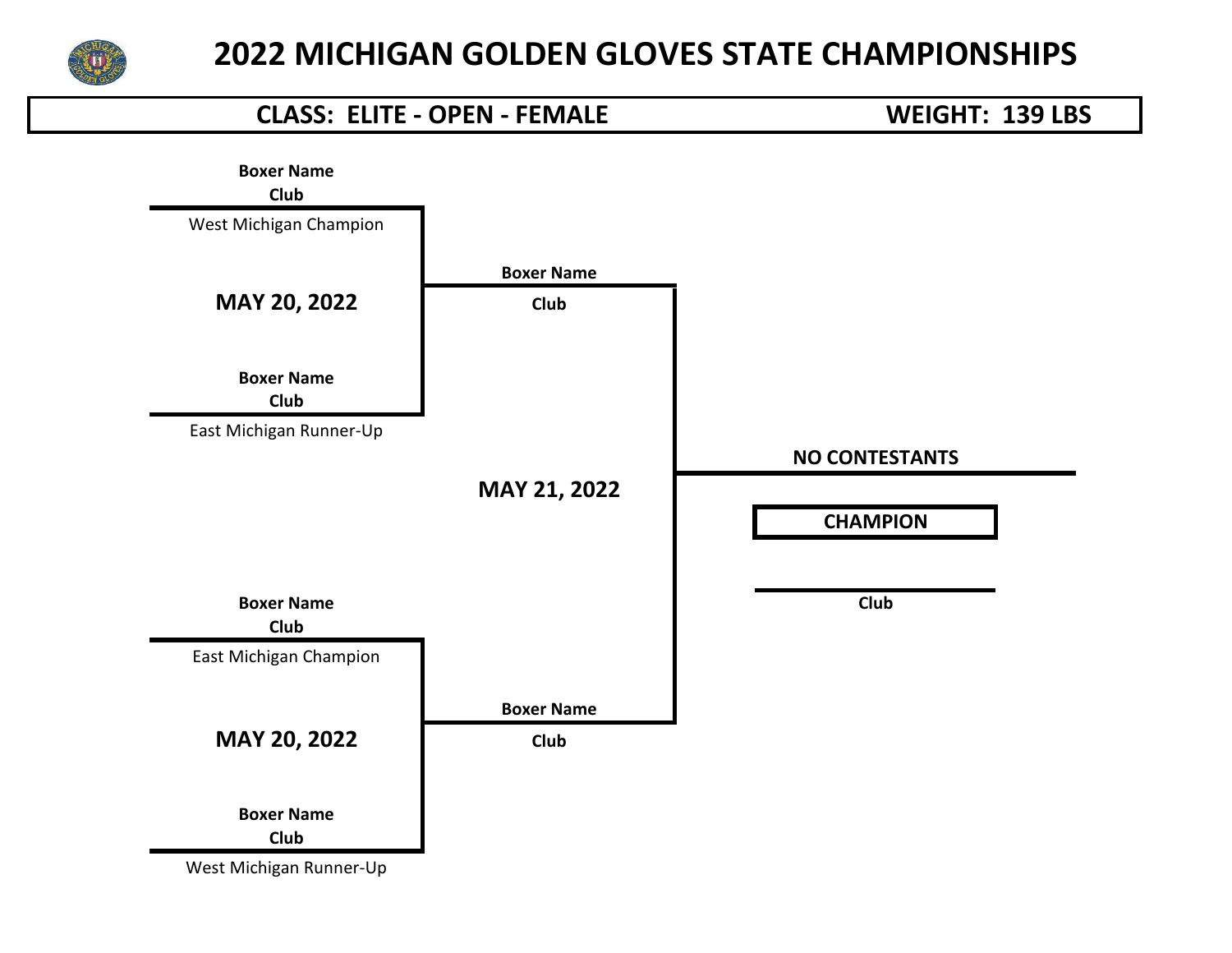# 2022 MICHIGAN GOLDEN GLOVES STATE CHAMPIONSHIPS

**CLASS: ELITE - OPEN - FEMALE** **WEIGHT: 139 LBS**

**Boxer Name**
**Club**
West Michigan Champion

**MAY 20, 2022**

**Boxer Name**
**Club**
East Michigan Runner-Up

**Boxer Name**
**Club**

**MAY 21, 2022**

**NO CONTESTANTS**

**CHAMPION**

**Club**

**Boxer Name**
**Club**
East Michigan Champion

**MAY 20, 2022**

**Boxer Name**
**Club**
West Michigan Runner-Up

**Boxer Name**
**Club**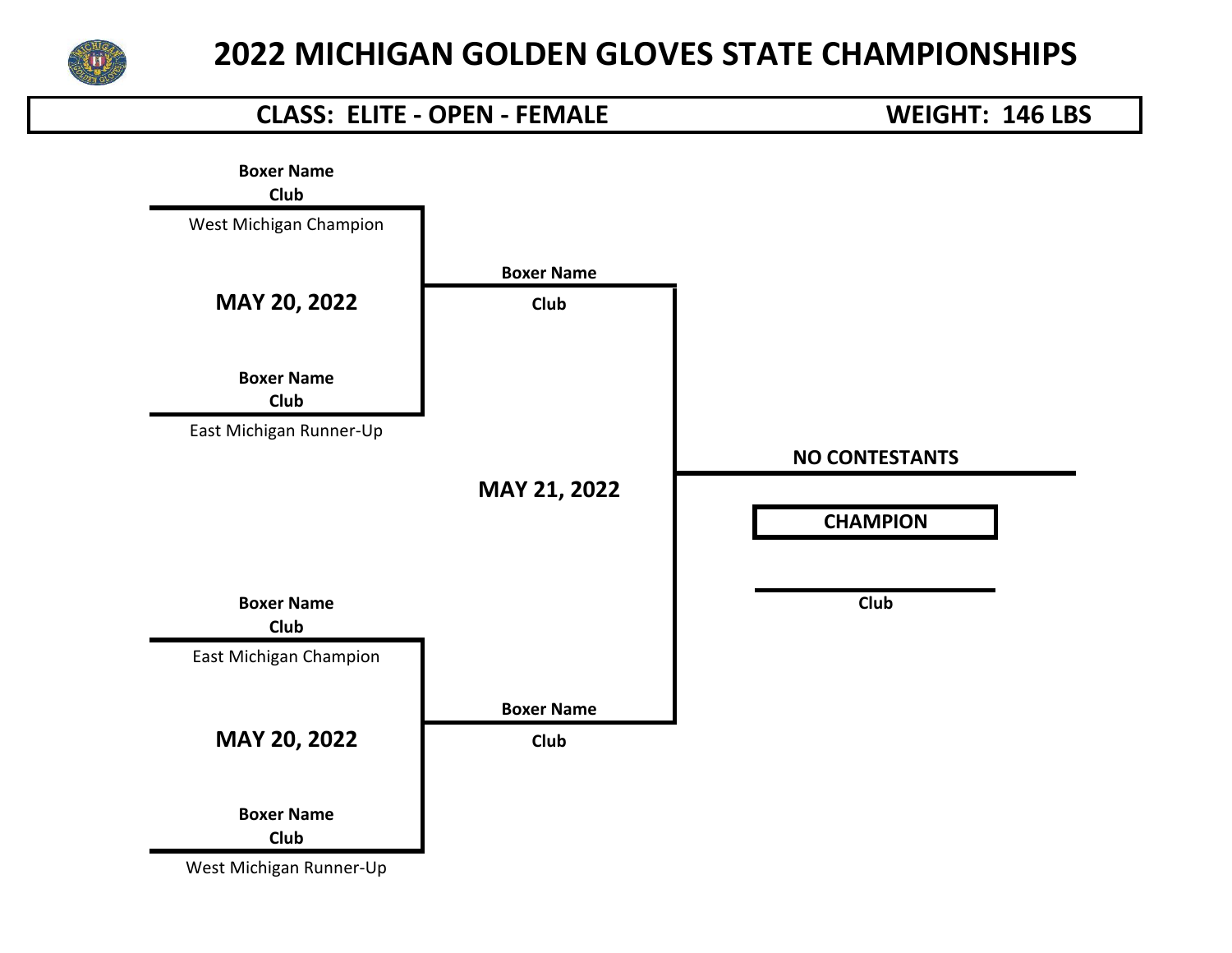# 2022 MICHIGAN GOLDEN GLOVES STATE CHAMPIONSHIPS

**CLASS: ELITE - OPEN - FEMALE** | **WEIGHT: 146 LBS**

**Boxer Name**
**Club**
West Michigan Champion

**MAY 20, 2022**

**Boxer Name**
**Club**
East Michigan Runner-Up

**Boxer Name**
**Club**

**MAY 21, 2022**

**NO CONTESTANTS**

**CHAMPION**

**Club**

**Boxer Name**
**Club**
East Michigan Champion

**MAY 20, 2022**

**Boxer Name**
**Club**
West Michigan Runner-Up

**Boxer Name**
**Club**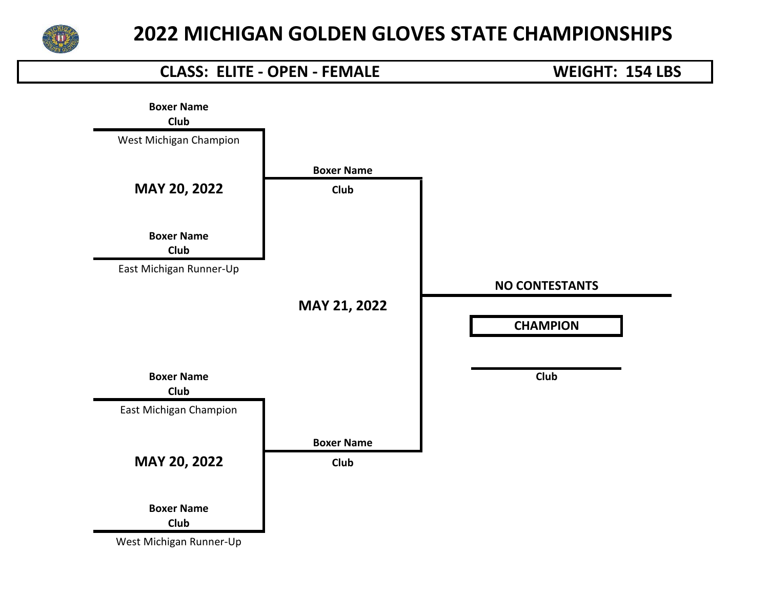# 2022 MICHIGAN GOLDEN GLOVES STATE CHAMPIONSHIPS

**CLASS: ELITE - OPEN - FEMALE** **WEIGHT: 154 LBS**

**Boxer Name**
**Club**
West Michigan Champion

**MAY 20, 2022**

**Boxer Name**
**Club**
East Michigan Runner-Up

**Boxer Name**
**Club**

**MAY 21, 2022**

**NO CONTESTANTS**

**CHAMPION**

**Club**

**Boxer Name**
**Club**
East Michigan Champion

**MAY 20, 2022**

**Boxer Name**
**Club**
West Michigan Runner-Up

**Boxer Name**
**Club**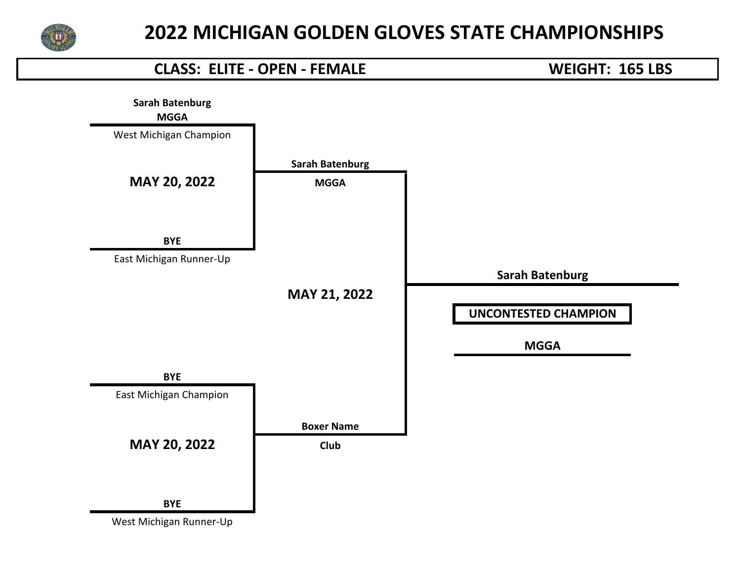# 2022 MICHIGAN GOLDEN GLOVES STATE CHAMPIONSHIPS

**CLASS: ELITE - OPEN - FEMALE** **WEIGHT: 165 LBS**

**Sarah Batenburg**
**MGGA**
West Michigan Champion

**MAY 20, 2022**

**BYE**
East Michigan Runner-Up

**Sarah Batenburg**
**MGGA**

**MAY 21, 2022**

**Sarah Batenburg**

**UNCONTESTED CHAMPION**

**MGGA**

**BYE**
East Michigan Champion

**MAY 20, 2022**

**BYE**
West Michigan Runner-Up

**Boxer Name**
**Club**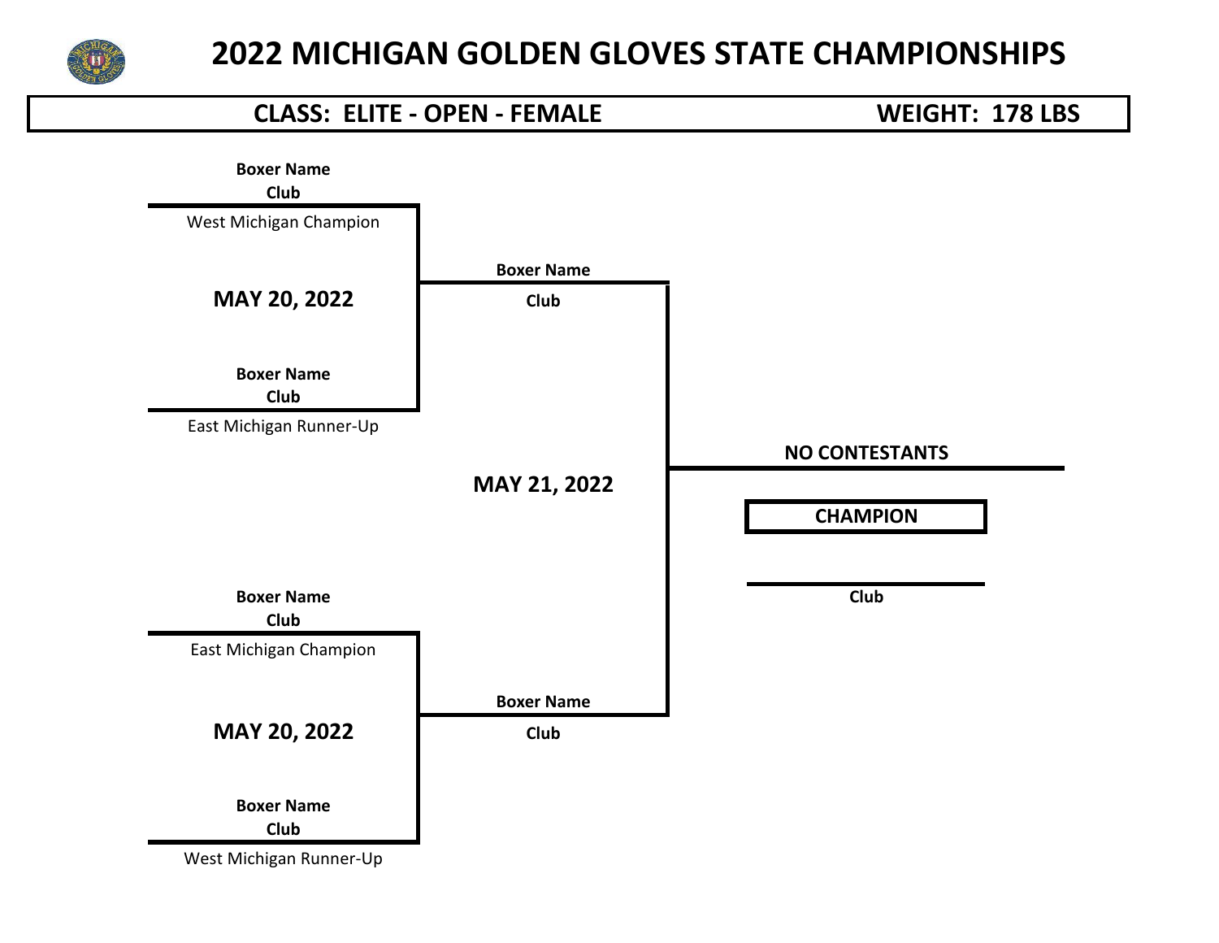# 2022 MICHIGAN GOLDEN GLOVES STATE CHAMPIONSHIPS

**CLASS: ELITE - OPEN - FEMALE** **WEIGHT: 178 LBS**

**Boxer Name**
**Club**
West Michigan Champion

**MAY 20, 2022**

**Boxer Name**
**Club**
East Michigan Runner-Up

**Boxer Name**
**Club**

**MAY 21, 2022**

**NO CONTESTANTS**

**CHAMPION**

**Club**

**Boxer Name**
**Club**
East Michigan Champion

**MAY 20, 2022**

**Boxer Name**
**Club**
West Michigan Runner-Up

**Boxer Name**
**Club**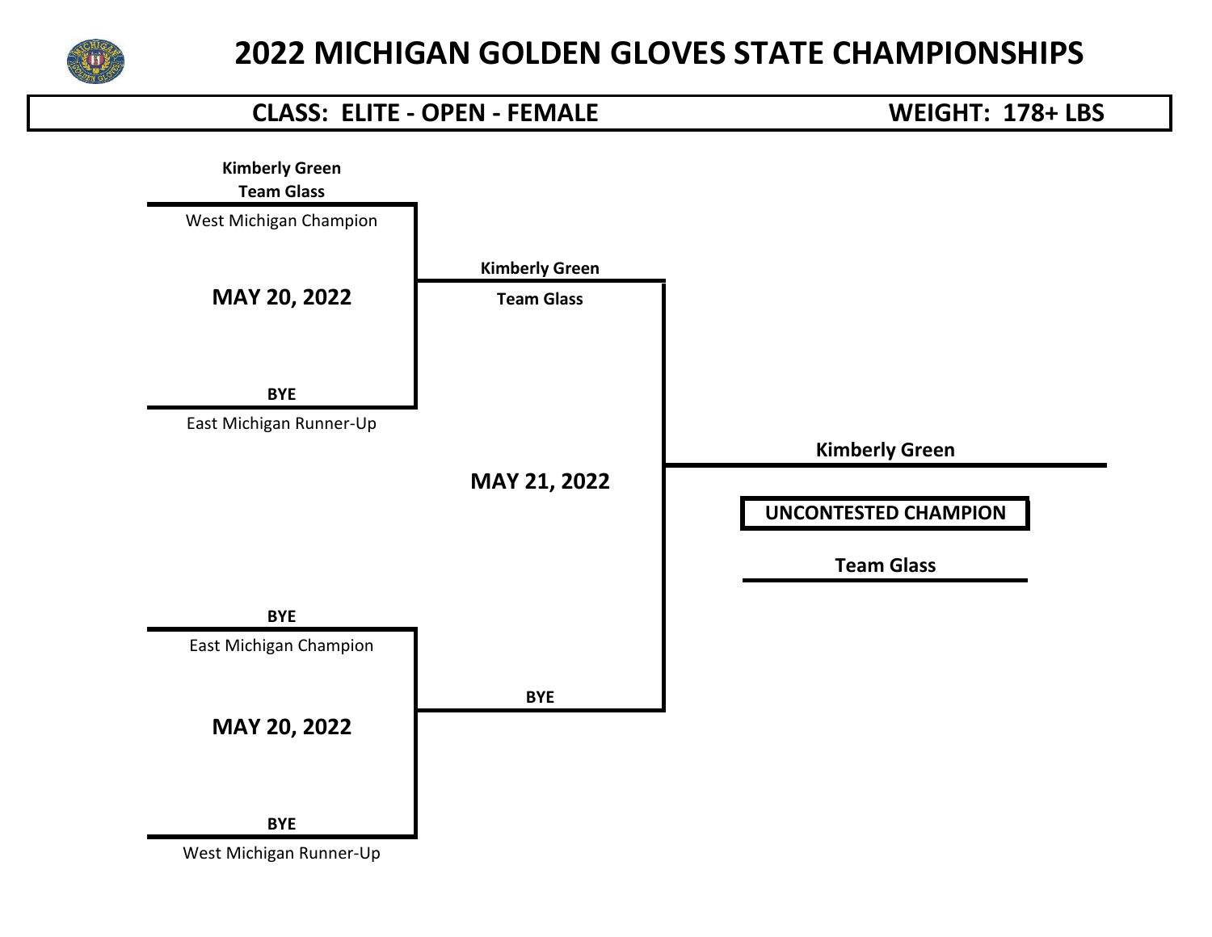# 2022 MICHIGAN GOLDEN GLOVES STATE CHAMPIONSHIPS

**CLASS: ELITE - OPEN - FEMALE** **WEIGHT: 178+ LBS**

**Kimberly Green**
**Team Glass**
West Michigan Champion

**MAY 20, 2022**

**BYE**
East Michigan Runner-Up

**Kimberly Green**
**Team Glass**

**MAY 21, 2022**

**Kimberly Green**

**UNCONTESTED CHAMPION**

**Team Glass**

**BYE**
East Michigan Champion

**MAY 20, 2022**

**BYE**

**BYE**
West Michigan Runner-Up